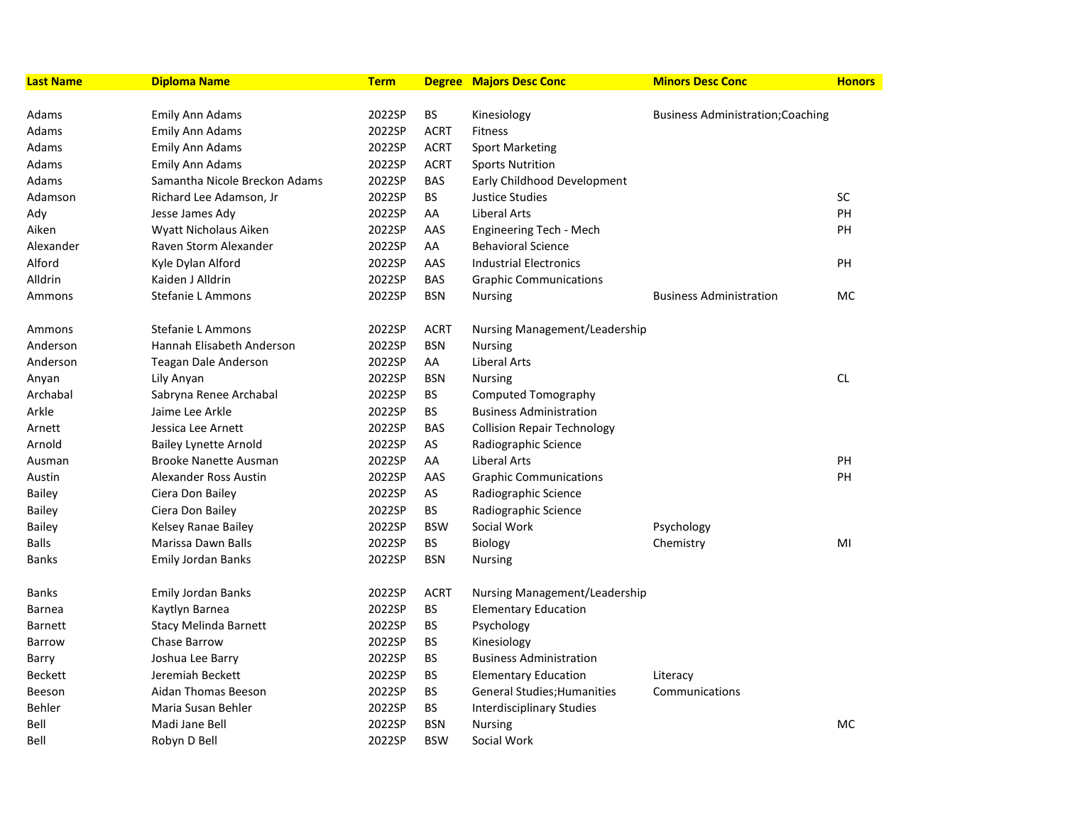| Last Name | Diploma Name | Term | Degree | Majors Desc Conc | Minors Desc Conc | Honors |
|---|---|---|---|---|---|---|
| Adams | Emily Ann Adams | 2022SP | BS | Kinesiology | Business Administration;Coaching | |
| Adams | Emily Ann Adams | 2022SP | ACRT | Fitness | | |
| Adams | Emily Ann Adams | 2022SP | ACRT | Sport Marketing | | |
| Adams | Emily Ann Adams | 2022SP | ACRT | Sports Nutrition | | |
| Adams | Samantha Nicole Breckon Adams | 2022SP | BAS | Early Childhood Development | | |
| Adamson | Richard Lee Adamson, Jr | 2022SP | BS | Justice Studies | | SC |
| Ady | Jesse James Ady | 2022SP | AA | Liberal Arts | | PH |
| Aiken | Wyatt Nicholaus Aiken | 2022SP | AAS | Engineering Tech - Mech | | PH |
| Alexander | Raven Storm Alexander | 2022SP | AA | Behavioral Science | | |
| Alford | Kyle Dylan Alford | 2022SP | AAS | Industrial Electronics | | PH |
| Alldrin | Kaiden J Alldrin | 2022SP | BAS | Graphic Communications | | |
| Ammons | Stefanie L Ammons | 2022SP | BSN | Nursing | Business Administration | MC |
| Ammons | Stefanie L Ammons | 2022SP | ACRT | Nursing Management/Leadership | | |
| Anderson | Hannah Elisabeth Anderson | 2022SP | BSN | Nursing | | |
| Anderson | Teagan Dale Anderson | 2022SP | AA | Liberal Arts | | |
| Anyan | Lily Anyan | 2022SP | BSN | Nursing | | CL |
| Archabal | Sabryna Renee Archabal | 2022SP | BS | Computed Tomography | | |
| Arkle | Jaime Lee Arkle | 2022SP | BS | Business Administration | | |
| Arnett | Jessica Lee Arnett | 2022SP | BAS | Collision Repair Technology | | |
| Arnold | Bailey Lynette Arnold | 2022SP | AS | Radiographic Science | | |
| Ausman | Brooke Nanette Ausman | 2022SP | AA | Liberal Arts | | PH |
| Austin | Alexander Ross Austin | 2022SP | AAS | Graphic Communications | | PH |
| Bailey | Ciera Don Bailey | 2022SP | AS | Radiographic Science | | |
| Bailey | Ciera Don Bailey | 2022SP | BS | Radiographic Science | | |
| Bailey | Kelsey Ranae Bailey | 2022SP | BSW | Social Work | Psychology | |
| Balls | Marissa Dawn Balls | 2022SP | BS | Biology | Chemistry | MI |
| Banks | Emily Jordan Banks | 2022SP | BSN | Nursing | | |
| Banks | Emily Jordan Banks | 2022SP | ACRT | Nursing Management/Leadership | | |
| Barnea | Kaytlyn Barnea | 2022SP | BS | Elementary Education | | |
| Barnett | Stacy Melinda Barnett | 2022SP | BS | Psychology | | |
| Barrow | Chase Barrow | 2022SP | BS | Kinesiology | | |
| Barry | Joshua Lee Barry | 2022SP | BS | Business Administration | | |
| Beckett | Jeremiah Beckett | 2022SP | BS | Elementary Education | Literacy | |
| Beeson | Aidan Thomas Beeson | 2022SP | BS | General Studies;Humanities | Communications | |
| Behler | Maria Susan Behler | 2022SP | BS | Interdisciplinary Studies | | |
| Bell | Madi Jane Bell | 2022SP | BSN | Nursing | | MC |
| Bell | Robyn D Bell | 2022SP | BSW | Social Work | | |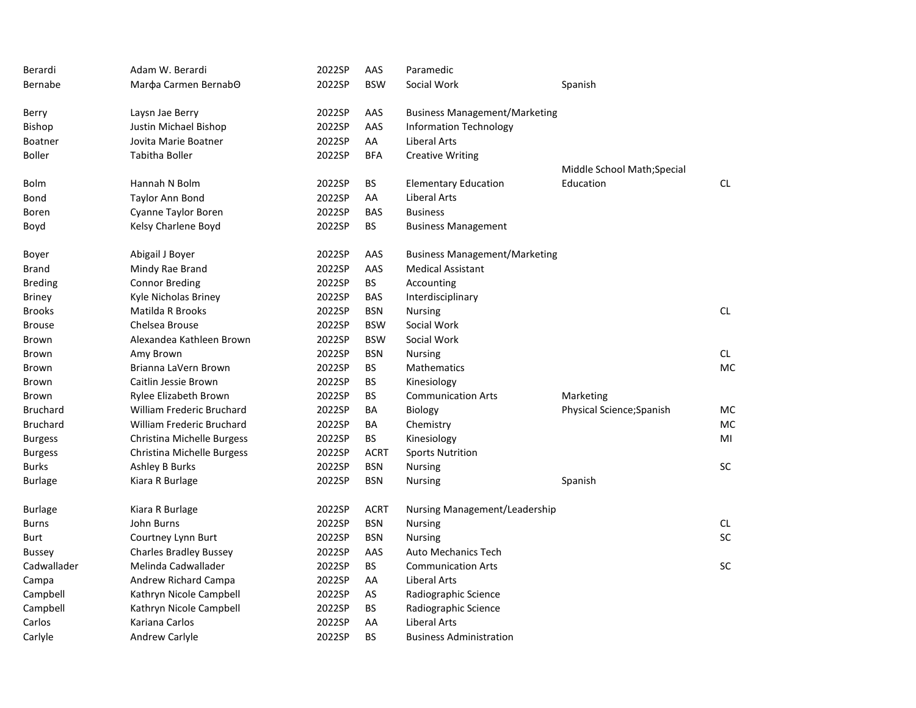| | | | | | | |
|---|---|---|---|---|---|---|
| Berardi | Adam W. Berardi | 2022SP | AAS | Paramedic | | |
| Bernabe | Marφa Carmen BernabΘ | 2022SP | BSW | Social Work | Spanish | |
| Berry | Laysn Jae Berry | 2022SP | AAS | Business Management/Marketing | | |
| Bishop | Justin Michael Bishop | 2022SP | AAS | Information Technology | | |
| Boatner | Jovita Marie Boatner | 2022SP | AA | Liberal Arts | | |
| Boller | Tabitha Boller | 2022SP | BFA | Creative Writing | | |
| Bolm | Hannah N Bolm | 2022SP | BS | Elementary Education | Middle School Math;Special Education | CL |
| Bond | Taylor Ann Bond | 2022SP | AA | Liberal Arts | | |
| Boren | Cyanne Taylor Boren | 2022SP | BAS | Business | | |
| Boyd | Kelsy Charlene Boyd | 2022SP | BS | Business Management | | |
| Boyer | Abigail J Boyer | 2022SP | AAS | Business Management/Marketing | | |
| Brand | Mindy Rae Brand | 2022SP | AAS | Medical Assistant | | |
| Breding | Connor Breding | 2022SP | BS | Accounting | | |
| Briney | Kyle Nicholas Briney | 2022SP | BAS | Interdisciplinary | | |
| Brooks | Matilda R Brooks | 2022SP | BSN | Nursing | | CL |
| Brouse | Chelsea Brouse | 2022SP | BSW | Social Work | | |
| Brown | Alexandea Kathleen Brown | 2022SP | BSW | Social Work | | |
| Brown | Amy Brown | 2022SP | BSN | Nursing | | CL |
| Brown | Brianna LaVern Brown | 2022SP | BS | Mathematics | | MC |
| Brown | Caitlin Jessie Brown | 2022SP | BS | Kinesiology | | |
| Brown | Rylee Elizabeth Brown | 2022SP | BS | Communication Arts | Marketing | |
| Bruchard | William Frederic Bruchard | 2022SP | BA | Biology | Physical Science;Spanish | MC |
| Bruchard | William Frederic Bruchard | 2022SP | BA | Chemistry | | MC |
| Burgess | Christina Michelle Burgess | 2022SP | BS | Kinesiology | | MI |
| Burgess | Christina Michelle Burgess | 2022SP | ACRT | Sports Nutrition | | |
| Burks | Ashley B Burks | 2022SP | BSN | Nursing | | SC |
| Burlage | Kiara R Burlage | 2022SP | BSN | Nursing | Spanish | |
| Burlage | Kiara R Burlage | 2022SP | ACRT | Nursing Management/Leadership | | |
| Burns | John Burns | 2022SP | BSN | Nursing | | CL |
| Burt | Courtney Lynn Burt | 2022SP | BSN | Nursing | | SC |
| Bussey | Charles Bradley Bussey | 2022SP | AAS | Auto Mechanics Tech | | |
| Cadwallader | Melinda Cadwallader | 2022SP | BS | Communication Arts | | SC |
| Campa | Andrew Richard Campa | 2022SP | AA | Liberal Arts | | |
| Campbell | Kathryn Nicole Campbell | 2022SP | AS | Radiographic Science | | |
| Campbell | Kathryn Nicole Campbell | 2022SP | BS | Radiographic Science | | |
| Carlos | Kariana Carlos | 2022SP | AA | Liberal Arts | | |
| Carlyle | Andrew Carlyle | 2022SP | BS | Business Administration | | |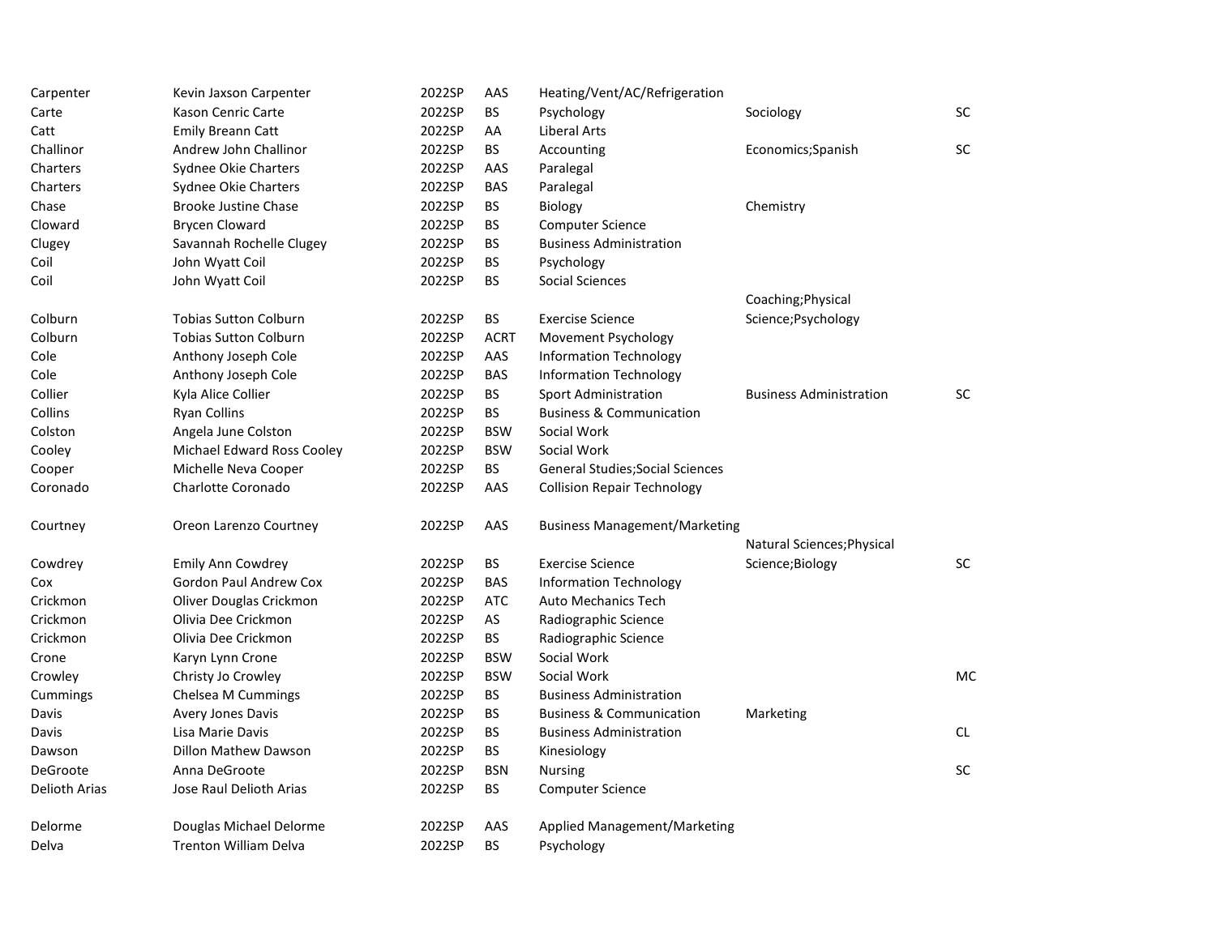| | | | | | | |
|---|---|---|---|---|---|---|
| Carpenter | Kevin Jaxson Carpenter | 2022SP | AAS | Heating/Vent/AC/Refrigeration | | |
| Carte | Kason Cenric Carte | 2022SP | BS | Psychology | Sociology | SC |
| Catt | Emily Breann Catt | 2022SP | AA | Liberal Arts | | |
| Challinor | Andrew John Challinor | 2022SP | BS | Accounting | Economics;Spanish | SC |
| Charters | Sydnee Okie Charters | 2022SP | AAS | Paralegal | | |
| Charters | Sydnee Okie Charters | 2022SP | BAS | Paralegal | | |
| Chase | Brooke Justine Chase | 2022SP | BS | Biology | Chemistry | |
| Cloward | Brycen Cloward | 2022SP | BS | Computer Science | | |
| Clugey | Savannah Rochelle Clugey | 2022SP | BS | Business Administration | | |
| Coil | John Wyatt Coil | 2022SP | BS | Psychology | | |
| Coil | John Wyatt Coil | 2022SP | BS | Social Sciences | | |
| Colburn | Tobias Sutton Colburn | 2022SP | BS | Exercise Science | Coaching;Physical Science;Psychology | |
| Colburn | Tobias Sutton Colburn | 2022SP | ACRT | Movement Psychology | | |
| Cole | Anthony Joseph Cole | 2022SP | AAS | Information Technology | | |
| Cole | Anthony Joseph Cole | 2022SP | BAS | Information Technology | | |
| Collier | Kyla Alice Collier | 2022SP | BS | Sport Administration | Business Administration | SC |
| Collins | Ryan Collins | 2022SP | BS | Business & Communication | | |
| Colston | Angela June Colston | 2022SP | BSW | Social Work | | |
| Cooley | Michael Edward Ross Cooley | 2022SP | BSW | Social Work | | |
| Cooper | Michelle Neva Cooper | 2022SP | BS | General Studies;Social Sciences | | |
| Coronado | Charlotte Coronado | 2022SP | AAS | Collision Repair Technology | | |
| Courtney | Oreon Larenzo Courtney | 2022SP | AAS | Business Management/Marketing | | |
| Cowdrey | Emily Ann Cowdrey | 2022SP | BS | Exercise Science | Natural Sciences;Physical Science;Biology | SC |
| Cox | Gordon Paul Andrew Cox | 2022SP | BAS | Information Technology | | |
| Crickmon | Oliver Douglas Crickmon | 2022SP | ATC | Auto Mechanics Tech | | |
| Crickmon | Olivia Dee Crickmon | 2022SP | AS | Radiographic Science | | |
| Crickmon | Olivia Dee Crickmon | 2022SP | BS | Radiographic Science | | |
| Crone | Karyn Lynn Crone | 2022SP | BSW | Social Work | | |
| Crowley | Christy Jo Crowley | 2022SP | BSW | Social Work | | MC |
| Cummings | Chelsea M Cummings | 2022SP | BS | Business Administration | | |
| Davis | Avery Jones Davis | 2022SP | BS | Business & Communication | Marketing | |
| Davis | Lisa Marie Davis | 2022SP | BS | Business Administration | | CL |
| Dawson | Dillon Mathew Dawson | 2022SP | BS | Kinesiology | | |
| DeGroote | Anna DeGroote | 2022SP | BSN | Nursing | | SC |
| Delioth Arias | Jose Raul Delioth Arias | 2022SP | BS | Computer Science | | |
| Delorme | Douglas Michael Delorme | 2022SP | AAS | Applied Management/Marketing | | |
| Delva | Trenton William Delva | 2022SP | BS | Psychology | | |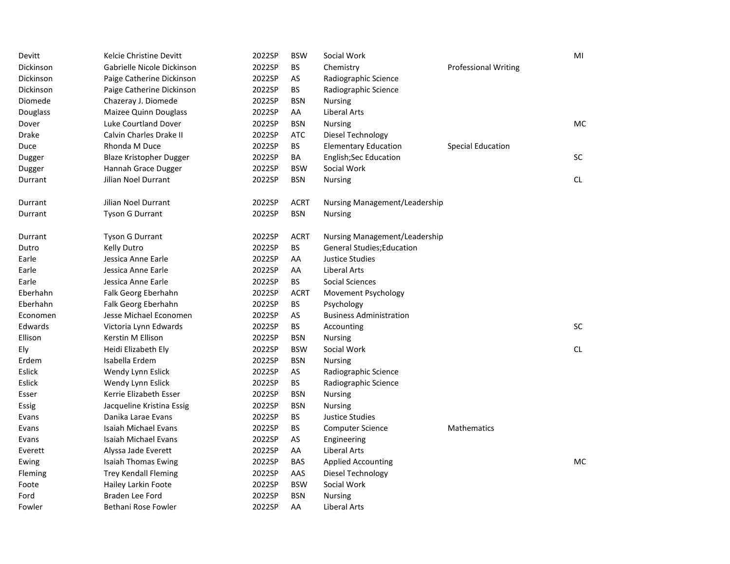| | | | | | | |
|---|---|---|---|---|---|---|
| Devitt | Kelcie Christine Devitt | 2022SP | BSW | Social Work | | MI |
| Dickinson | Gabrielle Nicole Dickinson | 2022SP | BS | Chemistry | Professional Writing | |
| Dickinson | Paige Catherine Dickinson | 2022SP | AS | Radiographic Science | | |
| Dickinson | Paige Catherine Dickinson | 2022SP | BS | Radiographic Science | | |
| Diomede | Chazeray J. Diomede | 2022SP | BSN | Nursing | | |
| Douglass | Maizee Quinn Douglass | 2022SP | AA | Liberal Arts | | |
| Dover | Luke Courtland Dover | 2022SP | BSN | Nursing | | MC |
| Drake | Calvin Charles Drake II | 2022SP | ATC | Diesel Technology | | |
| Duce | Rhonda M Duce | 2022SP | BS | Elementary Education | Special Education | |
| Dugger | Blaze Kristopher Dugger | 2022SP | BA | English;Sec Education | | SC |
| Dugger | Hannah Grace Dugger | 2022SP | BSW | Social Work | | |
| Durrant | Jilian Noel Durrant | 2022SP | BSN | Nursing | | CL |
| Durrant | Jilian Noel Durrant | 2022SP | ACRT | Nursing Management/Leadership | | |
| Durrant | Tyson G Durrant | 2022SP | BSN | Nursing | | |
| Durrant | Tyson G Durrant | 2022SP | ACRT | Nursing Management/Leadership | | |
| Dutro | Kelly Dutro | 2022SP | BS | General Studies;Education | | |
| Earle | Jessica Anne Earle | 2022SP | AA | Justice Studies | | |
| Earle | Jessica Anne Earle | 2022SP | AA | Liberal Arts | | |
| Earle | Jessica Anne Earle | 2022SP | BS | Social Sciences | | |
| Eberhahn | Falk Georg Eberhahn | 2022SP | ACRT | Movement Psychology | | |
| Eberhahn | Falk Georg Eberhahn | 2022SP | BS | Psychology | | |
| Economen | Jesse Michael Economen | 2022SP | AS | Business Administration | | |
| Edwards | Victoria Lynn Edwards | 2022SP | BS | Accounting | | SC |
| Ellison | Kerstin M Ellison | 2022SP | BSN | Nursing | | |
| Ely | Heidi Elizabeth Ely | 2022SP | BSW | Social Work | | CL |
| Erdem | Isabella Erdem | 2022SP | BSN | Nursing | | |
| Eslick | Wendy Lynn Eslick | 2022SP | AS | Radiographic Science | | |
| Eslick | Wendy Lynn Eslick | 2022SP | BS | Radiographic Science | | |
| Esser | Kerrie Elizabeth Esser | 2022SP | BSN | Nursing | | |
| Essig | Jacqueline Kristina Essig | 2022SP | BSN | Nursing | | |
| Evans | Danika Larae Evans | 2022SP | BS | Justice Studies | | |
| Evans | Isaiah Michael Evans | 2022SP | BS | Computer Science | Mathematics | |
| Evans | Isaiah Michael Evans | 2022SP | AS | Engineering | | |
| Everett | Alyssa Jade Everett | 2022SP | AA | Liberal Arts | | |
| Ewing | Isaiah Thomas Ewing | 2022SP | BAS | Applied Accounting | | MC |
| Fleming | Trey Kendall Fleming | 2022SP | AAS | Diesel Technology | | |
| Foote | Hailey Larkin Foote | 2022SP | BSW | Social Work | | |
| Ford | Braden Lee Ford | 2022SP | BSN | Nursing | | |
| Fowler | Bethani Rose Fowler | 2022SP | AA | Liberal Arts | | |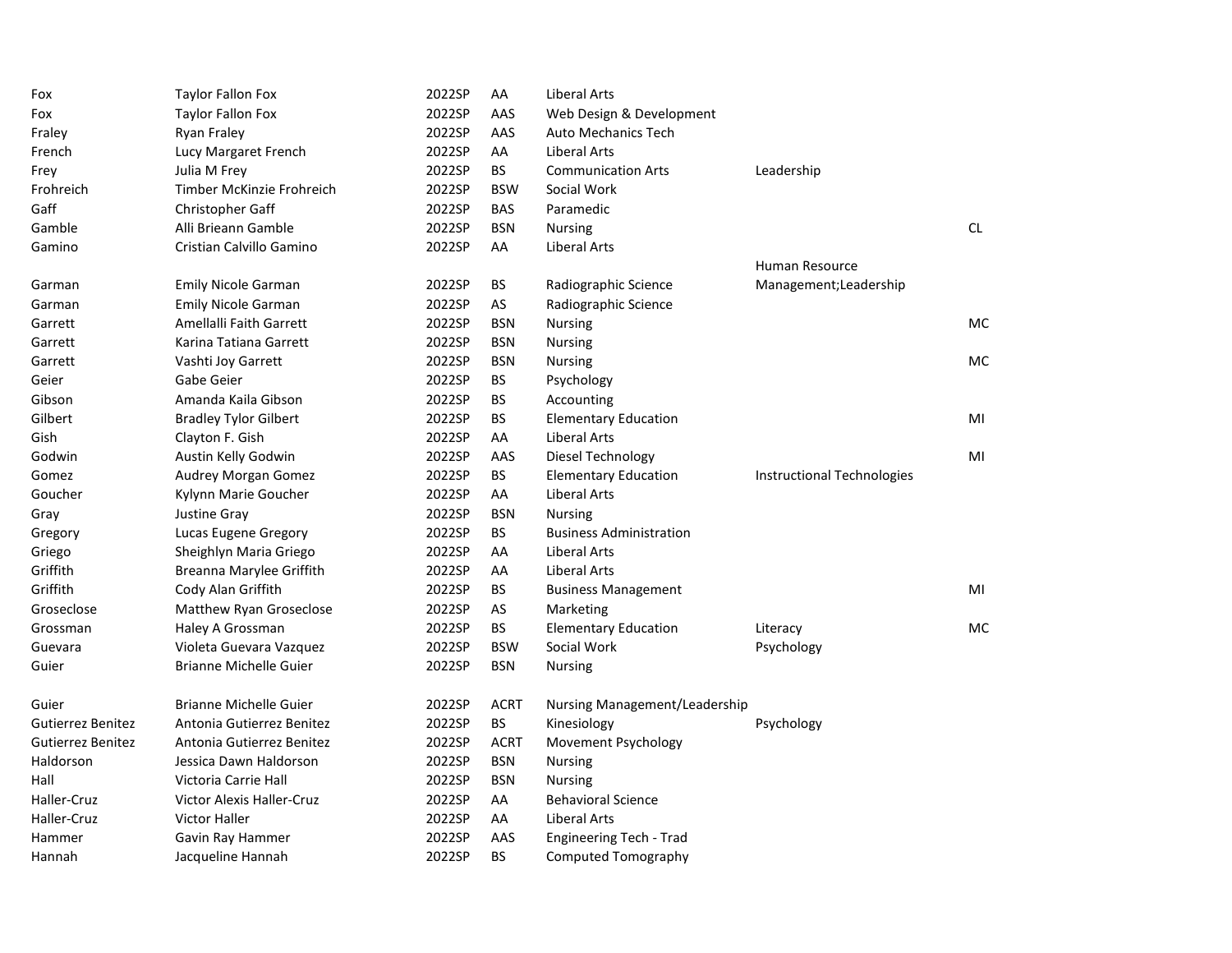| | | | | | | |
|---|---|---|---|---|---|---|
| Fox | Taylor Fallon Fox | 2022SP | AA | Liberal Arts | | |
| Fox | Taylor Fallon Fox | 2022SP | AAS | Web Design & Development | | |
| Fraley | Ryan Fraley | 2022SP | AAS | Auto Mechanics Tech | | |
| French | Lucy Margaret French | 2022SP | AA | Liberal Arts | | |
| Frey | Julia M Frey | 2022SP | BS | Communication Arts | Leadership | |
| Frohreich | Timber McKinzie Frohreich | 2022SP | BSW | Social Work | | |
| Gaff | Christopher Gaff | 2022SP | BAS | Paramedic | | |
| Gamble | Alli Brieann Gamble | 2022SP | BSN | Nursing | | CL |
| Gamino | Cristian Calvillo Gamino | 2022SP | AA | Liberal Arts | | |
| Garman | Emily Nicole Garman | 2022SP | BS | Radiographic Science | Human Resource Management;Leadership | |
| Garman | Emily Nicole Garman | 2022SP | AS | Radiographic Science | | |
| Garrett | Amellalli Faith Garrett | 2022SP | BSN | Nursing | | MC |
| Garrett | Karina Tatiana Garrett | 2022SP | BSN | Nursing | | |
| Garrett | Vashti Joy Garrett | 2022SP | BSN | Nursing | | MC |
| Geier | Gabe Geier | 2022SP | BS | Psychology | | |
| Gibson | Amanda Kaila Gibson | 2022SP | BS | Accounting | | |
| Gilbert | Bradley Tylor Gilbert | 2022SP | BS | Elementary Education | | MI |
| Gish | Clayton F. Gish | 2022SP | AA | Liberal Arts | | |
| Godwin | Austin Kelly Godwin | 2022SP | AAS | Diesel Technology | | MI |
| Gomez | Audrey Morgan Gomez | 2022SP | BS | Elementary Education | Instructional Technologies | |
| Goucher | Kylynn Marie Goucher | 2022SP | AA | Liberal Arts | | |
| Gray | Justine Gray | 2022SP | BSN | Nursing | | |
| Gregory | Lucas Eugene Gregory | 2022SP | BS | Business Administration | | |
| Griego | Sheighlyn Maria Griego | 2022SP | AA | Liberal Arts | | |
| Griffith | Breanna Marylee Griffith | 2022SP | AA | Liberal Arts | | |
| Griffith | Cody Alan Griffith | 2022SP | BS | Business Management | | MI |
| Groseclose | Matthew Ryan Groseclose | 2022SP | AS | Marketing | | |
| Grossman | Haley A Grossman | 2022SP | BS | Elementary Education | Literacy | MC |
| Guevara | Violeta Guevara Vazquez | 2022SP | BSW | Social Work | Psychology | |
| Guier | Brianne Michelle Guier | 2022SP | BSN | Nursing | | |
| Guier | Brianne Michelle Guier | 2022SP | ACRT | Nursing Management/Leadership | | |
| Gutierrez Benitez | Antonia Gutierrez Benitez | 2022SP | BS | Kinesiology | Psychology | |
| Gutierrez Benitez | Antonia Gutierrez Benitez | 2022SP | ACRT | Movement Psychology | | |
| Haldorson | Jessica Dawn Haldorson | 2022SP | BSN | Nursing | | |
| Hall | Victoria Carrie Hall | 2022SP | BSN | Nursing | | |
| Haller-Cruz | Victor Alexis Haller-Cruz | 2022SP | AA | Behavioral Science | | |
| Haller-Cruz | Victor Haller | 2022SP | AA | Liberal Arts | | |
| Hammer | Gavin Ray Hammer | 2022SP | AAS | Engineering Tech - Trad | | |
| Hannah | Jacqueline Hannah | 2022SP | BS | Computed Tomography | | |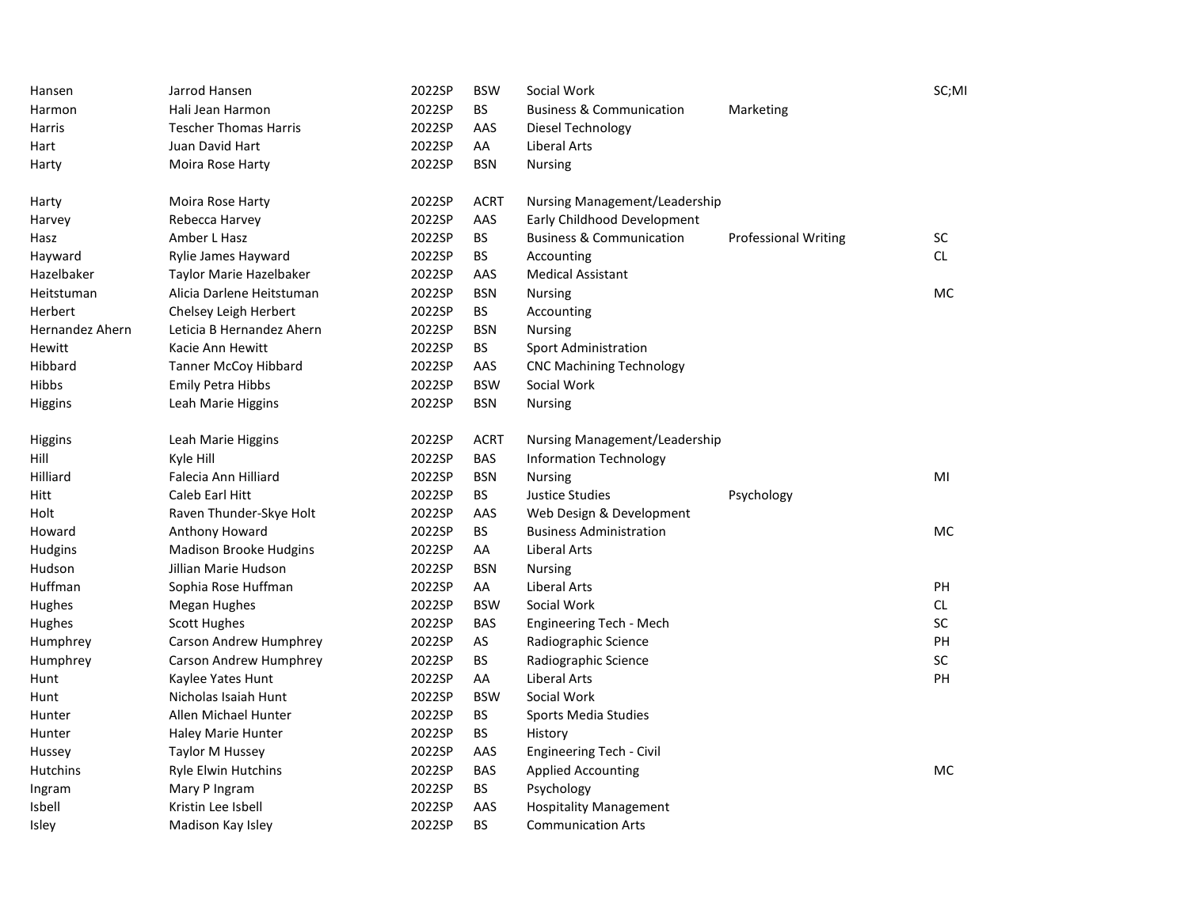| | | | | | | |
|---|---|---|---|---|---|---|
| Hansen | Jarrod Hansen | 2022SP | BSW | Social Work | | SC;MI |
| Harmon | Hali Jean Harmon | 2022SP | BS | Business & Communication | Marketing | |
| Harris | Tescher Thomas Harris | 2022SP | AAS | Diesel Technology | | |
| Hart | Juan David Hart | 2022SP | AA | Liberal Arts | | |
| Harty | Moira Rose Harty | 2022SP | BSN | Nursing | | |
| Harty | Moira Rose Harty | 2022SP | ACRT | Nursing Management/Leadership | | |
| Harvey | Rebecca Harvey | 2022SP | AAS | Early Childhood Development | | |
| Hasz | Amber L Hasz | 2022SP | BS | Business & Communication | Professional Writing | SC |
| Hayward | Rylie James Hayward | 2022SP | BS | Accounting | | CL |
| Hazelbaker | Taylor Marie Hazelbaker | 2022SP | AAS | Medical Assistant | | |
| Heitstuman | Alicia Darlene Heitstuman | 2022SP | BSN | Nursing | | MC |
| Herbert | Chelsey Leigh Herbert | 2022SP | BS | Accounting | | |
| Hernandez Ahern | Leticia B Hernandez Ahern | 2022SP | BSN | Nursing | | |
| Hewitt | Kacie Ann Hewitt | 2022SP | BS | Sport Administration | | |
| Hibbard | Tanner McCoy Hibbard | 2022SP | AAS | CNC Machining Technology | | |
| Hibbs | Emily Petra Hibbs | 2022SP | BSW | Social Work | | |
| Higgins | Leah Marie Higgins | 2022SP | BSN | Nursing | | |
| Higgins | Leah Marie Higgins | 2022SP | ACRT | Nursing Management/Leadership | | |
| Hill | Kyle Hill | 2022SP | BAS | Information Technology | | |
| Hilliard | Falecia Ann Hilliard | 2022SP | BSN | Nursing | | MI |
| Hitt | Caleb Earl Hitt | 2022SP | BS | Justice Studies | Psychology | |
| Holt | Raven Thunder-Skye Holt | 2022SP | AAS | Web Design & Development | | |
| Howard | Anthony Howard | 2022SP | BS | Business Administration | | MC |
| Hudgins | Madison Brooke Hudgins | 2022SP | AA | Liberal Arts | | |
| Hudson | Jillian Marie Hudson | 2022SP | BSN | Nursing | | |
| Huffman | Sophia Rose Huffman | 2022SP | AA | Liberal Arts | | PH |
| Hughes | Megan Hughes | 2022SP | BSW | Social Work | | CL |
| Hughes | Scott Hughes | 2022SP | BAS | Engineering Tech - Mech | | SC |
| Humphrey | Carson Andrew Humphrey | 2022SP | AS | Radiographic Science | | PH |
| Humphrey | Carson Andrew Humphrey | 2022SP | BS | Radiographic Science | | SC |
| Hunt | Kaylee Yates Hunt | 2022SP | AA | Liberal Arts | | PH |
| Hunt | Nicholas Isaiah Hunt | 2022SP | BSW | Social Work | | |
| Hunter | Allen Michael Hunter | 2022SP | BS | Sports Media Studies | | |
| Hunter | Haley Marie Hunter | 2022SP | BS | History | | |
| Hussey | Taylor M Hussey | 2022SP | AAS | Engineering Tech - Civil | | |
| Hutchins | Ryle Elwin Hutchins | 2022SP | BAS | Applied Accounting | | MC |
| Ingram | Mary P Ingram | 2022SP | BS | Psychology | | |
| Isbell | Kristin Lee Isbell | 2022SP | AAS | Hospitality Management | | |
| Isley | Madison Kay Isley | 2022SP | BS | Communication Arts | | |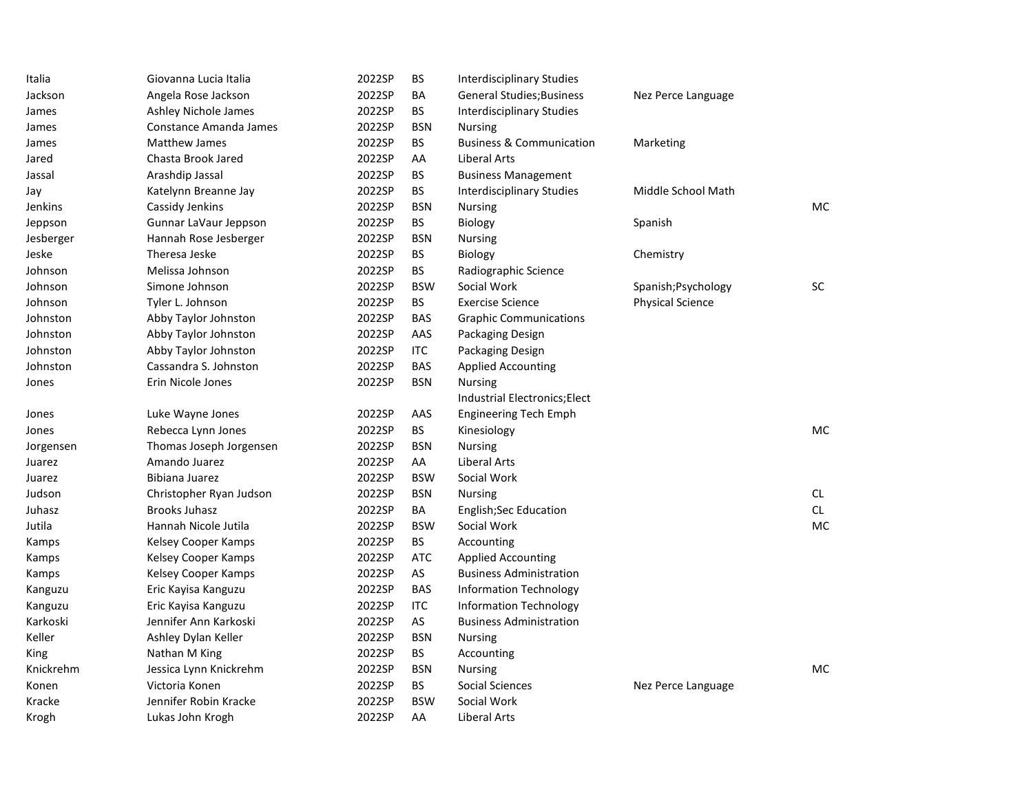| | | | | | | |
|---|---|---|---|---|---|---|
| Italia | Giovanna Lucia Italia | 2022SP | BS | Interdisciplinary Studies | | |
| Jackson | Angela Rose Jackson | 2022SP | BA | General Studies;Business | Nez Perce Language | |
| James | Ashley Nichole James | 2022SP | BS | Interdisciplinary Studies | | |
| James | Constance Amanda James | 2022SP | BSN | Nursing | | |
| James | Matthew James | 2022SP | BS | Business & Communication | Marketing | |
| Jared | Chasta Brook Jared | 2022SP | AA | Liberal Arts | | |
| Jassal | Arashdip Jassal | 2022SP | BS | Business Management | | |
| Jay | Katelynn Breanne Jay | 2022SP | BS | Interdisciplinary Studies | Middle School Math | |
| Jenkins | Cassidy Jenkins | 2022SP | BSN | Nursing | | MC |
| Jeppson | Gunnar LaVaur Jeppson | 2022SP | BS | Biology | Spanish | |
| Jesberger | Hannah Rose Jesberger | 2022SP | BSN | Nursing | | |
| Jeske | Theresa Jeske | 2022SP | BS | Biology | Chemistry | |
| Johnson | Melissa Johnson | 2022SP | BS | Radiographic Science | | |
| Johnson | Simone Johnson | 2022SP | BSW | Social Work | Spanish;Psychology | SC |
| Johnson | Tyler L. Johnson | 2022SP | BS | Exercise Science | Physical Science | |
| Johnston | Abby Taylor Johnston | 2022SP | BAS | Graphic Communications | | |
| Johnston | Abby Taylor Johnston | 2022SP | AAS | Packaging Design | | |
| Johnston | Abby Taylor Johnston | 2022SP | ITC | Packaging Design | | |
| Johnston | Cassandra S. Johnston | 2022SP | BAS | Applied Accounting | | |
| Jones | Erin Nicole Jones | 2022SP | BSN | Nursing | | |
| Jones | Luke Wayne Jones | 2022SP | AAS | Industrial Electronics;Elect Engineering Tech Emph | | |
| Jones | Rebecca Lynn Jones | 2022SP | BS | Kinesiology | | MC |
| Jorgensen | Thomas Joseph Jorgensen | 2022SP | BSN | Nursing | | |
| Juarez | Amando Juarez | 2022SP | AA | Liberal Arts | | |
| Juarez | Bibiana Juarez | 2022SP | BSW | Social Work | | |
| Judson | Christopher Ryan Judson | 2022SP | BSN | Nursing | | CL |
| Juhasz | Brooks Juhasz | 2022SP | BA | English;Sec Education | | CL |
| Jutila | Hannah Nicole Jutila | 2022SP | BSW | Social Work | | MC |
| Kamps | Kelsey Cooper Kamps | 2022SP | BS | Accounting | | |
| Kamps | Kelsey Cooper Kamps | 2022SP | ATC | Applied Accounting | | |
| Kamps | Kelsey Cooper Kamps | 2022SP | AS | Business Administration | | |
| Kanguzu | Eric Kayisa Kanguzu | 2022SP | BAS | Information Technology | | |
| Kanguzu | Eric Kayisa Kanguzu | 2022SP | ITC | Information Technology | | |
| Karkoski | Jennifer Ann Karkoski | 2022SP | AS | Business Administration | | |
| Keller | Ashley Dylan Keller | 2022SP | BSN | Nursing | | |
| King | Nathan M King | 2022SP | BS | Accounting | | |
| Knickrehm | Jessica Lynn Knickrehm | 2022SP | BSN | Nursing | | MC |
| Konen | Victoria Konen | 2022SP | BS | Social Sciences | Nez Perce Language | |
| Kracke | Jennifer Robin Kracke | 2022SP | BSW | Social Work | | |
| Krogh | Lukas John Krogh | 2022SP | AA | Liberal Arts | | |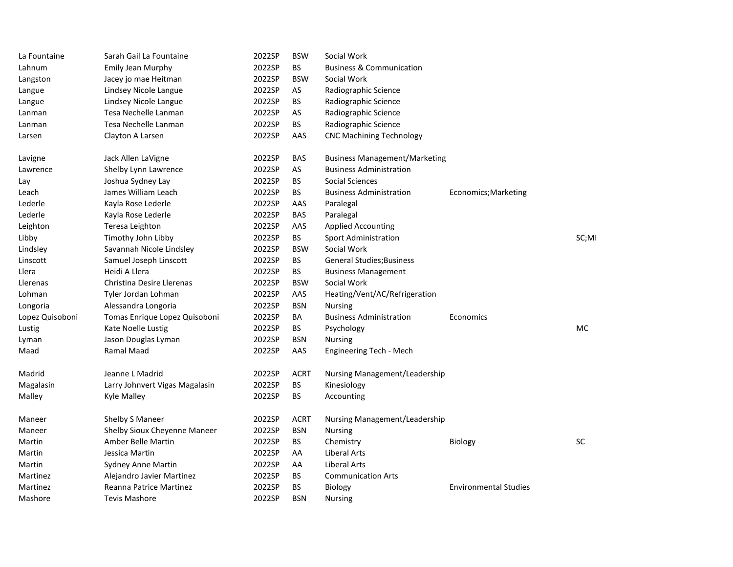| | | | | | | |
|---|---|---|---|---|---|---|
| La Fountaine | Sarah Gail La Fountaine | 2022SP | BSW | Social Work | | |
| Lahnum | Emily Jean Murphy | 2022SP | BS | Business & Communication | | |
| Langston | Jacey jo mae Heitman | 2022SP | BSW | Social Work | | |
| Langue | Lindsey Nicole Langue | 2022SP | AS | Radiographic Science | | |
| Langue | Lindsey Nicole Langue | 2022SP | BS | Radiographic Science | | |
| Lanman | Tesa Nechelle Lanman | 2022SP | AS | Radiographic Science | | |
| Lanman | Tesa Nechelle Lanman | 2022SP | BS | Radiographic Science | | |
| Larsen | Clayton A Larsen | 2022SP | AAS | CNC Machining Technology | | |
| | | | | | | |
| Lavigne | Jack Allen LaVigne | 2022SP | BAS | Business Management/Marketing | | |
| Lawrence | Shelby Lynn Lawrence | 2022SP | AS | Business Administration | | |
| Lay | Joshua Sydney Lay | 2022SP | BS | Social Sciences | | |
| Leach | James William Leach | 2022SP | BS | Business Administration | Economics;Marketing | |
| Lederle | Kayla Rose Lederle | 2022SP | AAS | Paralegal | | |
| Lederle | Kayla Rose Lederle | 2022SP | BAS | Paralegal | | |
| Leighton | Teresa Leighton | 2022SP | AAS | Applied Accounting | | |
| Libby | Timothy John Libby | 2022SP | BS | Sport Administration | | SC;MI |
| Lindsley | Savannah Nicole Lindsley | 2022SP | BSW | Social Work | | |
| Linscott | Samuel Joseph Linscott | 2022SP | BS | General Studies;Business | | |
| Llera | Heidi A Llera | 2022SP | BS | Business Management | | |
| Llerenas | Christina Desire Llerenas | 2022SP | BSW | Social Work | | |
| Lohman | Tyler Jordan Lohman | 2022SP | AAS | Heating/Vent/AC/Refrigeration | | |
| Longoria | Alessandra Longoria | 2022SP | BSN | Nursing | | |
| Lopez Quisoboni | Tomas Enrique Lopez Quisoboni | 2022SP | BA | Business Administration | Economics | |
| Lustig | Kate Noelle Lustig | 2022SP | BS | Psychology | | MC |
| Lyman | Jason Douglas Lyman | 2022SP | BSN | Nursing | | |
| Maad | Ramal Maad | 2022SP | AAS | Engineering Tech - Mech | | |
| | | | | | | |
| Madrid | Jeanne L Madrid | 2022SP | ACRT | Nursing Management/Leadership | | |
| Magalasin | Larry Johnvert Vigas Magalasin | 2022SP | BS | Kinesiology | | |
| Malley | Kyle Malley | 2022SP | BS | Accounting | | |
| | | | | | | |
| Maneer | Shelby S Maneer | 2022SP | ACRT | Nursing Management/Leadership | | |
| Maneer | Shelby Sioux Cheyenne Maneer | 2022SP | BSN | Nursing | | |
| Martin | Amber Belle Martin | 2022SP | BS | Chemistry | Biology | SC |
| Martin | Jessica Martin | 2022SP | AA | Liberal Arts | | |
| Martin | Sydney Anne Martin | 2022SP | AA | Liberal Arts | | |
| Martinez | Alejandro Javier Martinez | 2022SP | BS | Communication Arts | | |
| Martinez | Reanna Patrice Martinez | 2022SP | BS | Biology | Environmental Studies | |
| Mashore | Tevis Mashore | 2022SP | BSN | Nursing | | |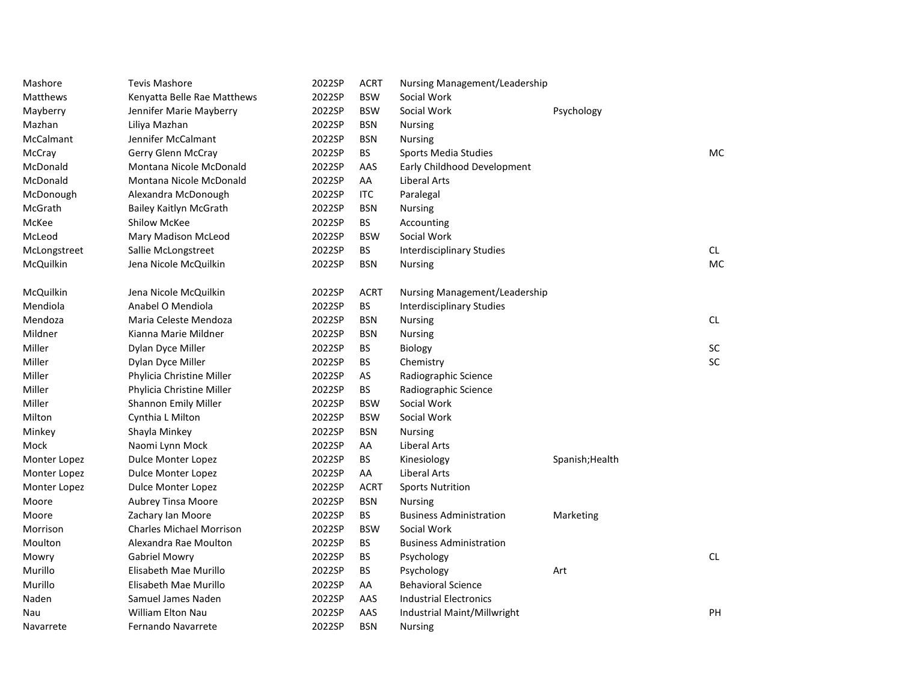| | | | | | | |
|---|---|---|---|---|---|---|
| Mashore | Tevis Mashore | 2022SP | ACRT | Nursing Management/Leadership | | |
| Matthews | Kenyatta Belle Rae Matthews | 2022SP | BSW | Social Work | | |
| Mayberry | Jennifer Marie Mayberry | 2022SP | BSW | Social Work | Psychology | |
| Mazhan | Liliya Mazhan | 2022SP | BSN | Nursing | | |
| McCalmant | Jennifer McCalmant | 2022SP | BSN | Nursing | | |
| McCray | Gerry Glenn McCray | 2022SP | BS | Sports Media Studies | | MC |
| McDonald | Montana Nicole McDonald | 2022SP | AAS | Early Childhood Development | | |
| McDonald | Montana Nicole McDonald | 2022SP | AA | Liberal Arts | | |
| McDonough | Alexandra McDonough | 2022SP | ITC | Paralegal | | |
| McGrath | Bailey Kaitlyn McGrath | 2022SP | BSN | Nursing | | |
| McKee | Shilow McKee | 2022SP | BS | Accounting | | |
| McLeod | Mary Madison McLeod | 2022SP | BSW | Social Work | | |
| McLongstreet | Sallie McLongstreet | 2022SP | BS | Interdisciplinary Studies | | CL |
| McQuilkin | Jena Nicole McQuilkin | 2022SP | BSN | Nursing | | MC |
| McQuilkin | Jena Nicole McQuilkin | 2022SP | ACRT | Nursing Management/Leadership | | |
| Mendiola | Anabel O Mendiola | 2022SP | BS | Interdisciplinary Studies | | |
| Mendoza | Maria Celeste Mendoza | 2022SP | BSN | Nursing | | CL |
| Mildner | Kianna Marie Mildner | 2022SP | BSN | Nursing | | |
| Miller | Dylan Dyce Miller | 2022SP | BS | Biology | | SC |
| Miller | Dylan Dyce Miller | 2022SP | BS | Chemistry | | SC |
| Miller | Phylicia Christine Miller | 2022SP | AS | Radiographic Science | | |
| Miller | Phylicia Christine Miller | 2022SP | BS | Radiographic Science | | |
| Miller | Shannon Emily Miller | 2022SP | BSW | Social Work | | |
| Milton | Cynthia L Milton | 2022SP | BSW | Social Work | | |
| Minkey | Shayla Minkey | 2022SP | BSN | Nursing | | |
| Mock | Naomi Lynn Mock | 2022SP | AA | Liberal Arts | | |
| Monter Lopez | Dulce Monter Lopez | 2022SP | BS | Kinesiology | Spanish;Health | |
| Monter Lopez | Dulce Monter Lopez | 2022SP | AA | Liberal Arts | | |
| Monter Lopez | Dulce Monter Lopez | 2022SP | ACRT | Sports Nutrition | | |
| Moore | Aubrey Tinsa Moore | 2022SP | BSN | Nursing | | |
| Moore | Zachary Ian Moore | 2022SP | BS | Business Administration | Marketing | |
| Morrison | Charles Michael Morrison | 2022SP | BSW | Social Work | | |
| Moulton | Alexandra Rae Moulton | 2022SP | BS | Business Administration | | |
| Mowry | Gabriel Mowry | 2022SP | BS | Psychology | | CL |
| Murillo | Elisabeth Mae Murillo | 2022SP | BS | Psychology | Art | |
| Murillo | Elisabeth Mae Murillo | 2022SP | AA | Behavioral Science | | |
| Naden | Samuel James Naden | 2022SP | AAS | Industrial Electronics | | |
| Nau | William Elton Nau | 2022SP | AAS | Industrial Maint/Millwright | | PH |
| Navarrete | Fernando Navarrete | 2022SP | BSN | Nursing | | |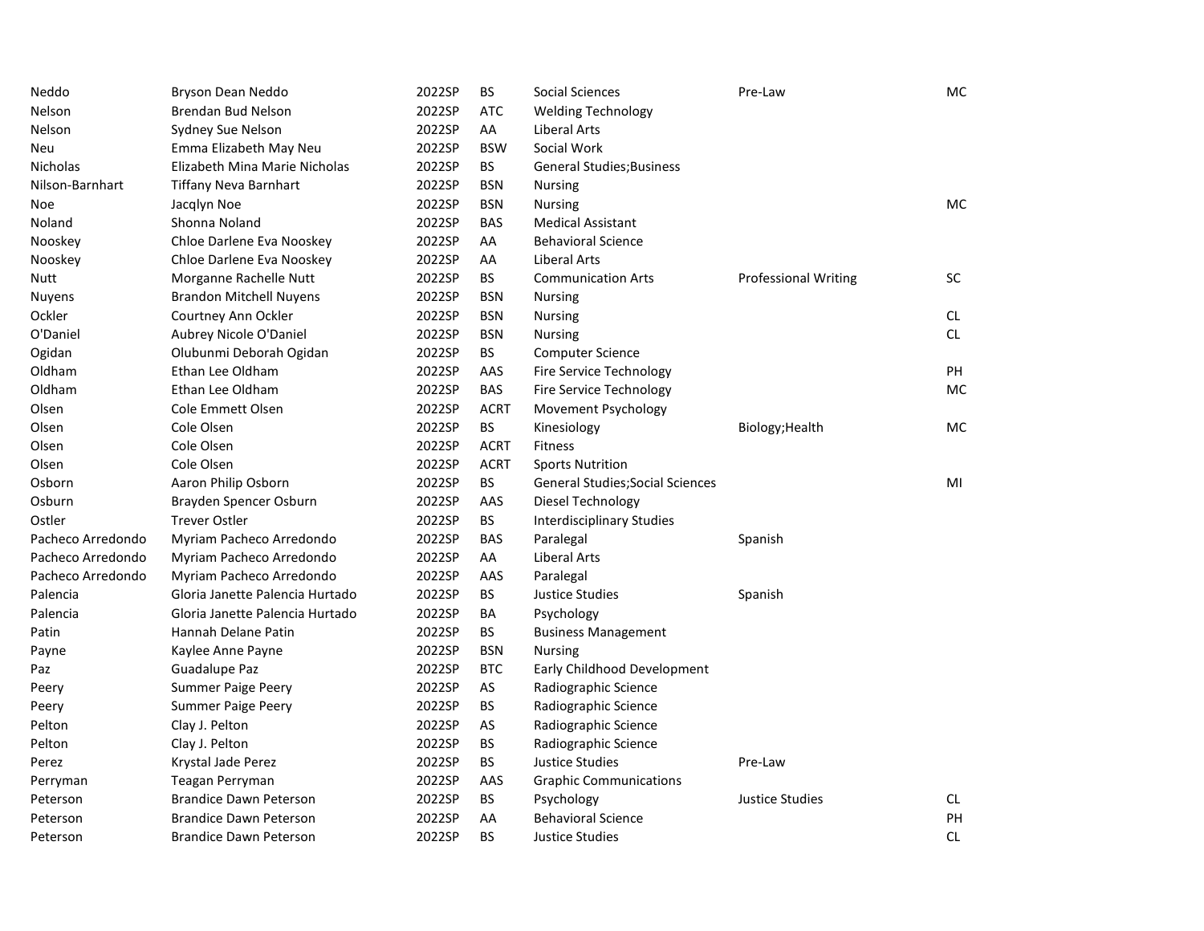| | | | | | | |
|---|---|---|---|---|---|---|
| Neddo | Bryson Dean Neddo | 2022SP | BS | Social Sciences | Pre-Law | MC |
| Nelson | Brendan Bud Nelson | 2022SP | ATC | Welding Technology | | |
| Nelson | Sydney Sue Nelson | 2022SP | AA | Liberal Arts | | |
| Neu | Emma Elizabeth May Neu | 2022SP | BSW | Social Work | | |
| Nicholas | Elizabeth Mina Marie Nicholas | 2022SP | BS | General Studies;Business | | |
| Nilson-Barnhart | Tiffany Neva Barnhart | 2022SP | BSN | Nursing | | |
| Noe | Jacqlyn Noe | 2022SP | BSN | Nursing | | MC |
| Noland | Shonna Noland | 2022SP | BAS | Medical Assistant | | |
| Nooskey | Chloe Darlene Eva Nooskey | 2022SP | AA | Behavioral Science | | |
| Nooskey | Chloe Darlene Eva Nooskey | 2022SP | AA | Liberal Arts | | |
| Nutt | Morganne Rachelle Nutt | 2022SP | BS | Communication Arts | Professional Writing | SC |
| Nuyens | Brandon Mitchell Nuyens | 2022SP | BSN | Nursing | | |
| Ockler | Courtney Ann Ockler | 2022SP | BSN | Nursing | | CL |
| O'Daniel | Aubrey Nicole O'Daniel | 2022SP | BSN | Nursing | | CL |
| Ogidan | Olubunmi Deborah Ogidan | 2022SP | BS | Computer Science | | |
| Oldham | Ethan Lee Oldham | 2022SP | AAS | Fire Service Technology | | PH |
| Oldham | Ethan Lee Oldham | 2022SP | BAS | Fire Service Technology | | MC |
| Olsen | Cole Emmett Olsen | 2022SP | ACRT | Movement Psychology | | |
| Olsen | Cole Olsen | 2022SP | BS | Kinesiology | Biology;Health | MC |
| Olsen | Cole Olsen | 2022SP | ACRT | Fitness | | |
| Olsen | Cole Olsen | 2022SP | ACRT | Sports Nutrition | | |
| Osborn | Aaron Philip Osborn | 2022SP | BS | General Studies;Social Sciences | | MI |
| Osburn | Brayden Spencer Osburn | 2022SP | AAS | Diesel Technology | | |
| Ostler | Trever Ostler | 2022SP | BS | Interdisciplinary Studies | | |
| Pacheco Arredondo | Myriam Pacheco Arredondo | 2022SP | BAS | Paralegal | Spanish | |
| Pacheco Arredondo | Myriam Pacheco Arredondo | 2022SP | AA | Liberal Arts | | |
| Pacheco Arredondo | Myriam Pacheco Arredondo | 2022SP | AAS | Paralegal | | |
| Palencia | Gloria Janette Palencia Hurtado | 2022SP | BS | Justice Studies | Spanish | |
| Palencia | Gloria Janette Palencia Hurtado | 2022SP | BA | Psychology | | |
| Patin | Hannah Delane Patin | 2022SP | BS | Business Management | | |
| Payne | Kaylee Anne Payne | 2022SP | BSN | Nursing | | |
| Paz | Guadalupe Paz | 2022SP | BTC | Early Childhood Development | | |
| Peery | Summer Paige Peery | 2022SP | AS | Radiographic Science | | |
| Peery | Summer Paige Peery | 2022SP | BS | Radiographic Science | | |
| Pelton | Clay J. Pelton | 2022SP | AS | Radiographic Science | | |
| Pelton | Clay J. Pelton | 2022SP | BS | Radiographic Science | | |
| Perez | Krystal Jade Perez | 2022SP | BS | Justice Studies | Pre-Law | |
| Perryman | Teagan Perryman | 2022SP | AAS | Graphic Communications | | |
| Peterson | Brandice Dawn Peterson | 2022SP | BS | Psychology | Justice Studies | CL |
| Peterson | Brandice Dawn Peterson | 2022SP | AA | Behavioral Science | | PH |
| Peterson | Brandice Dawn Peterson | 2022SP | BS | Justice Studies | | CL |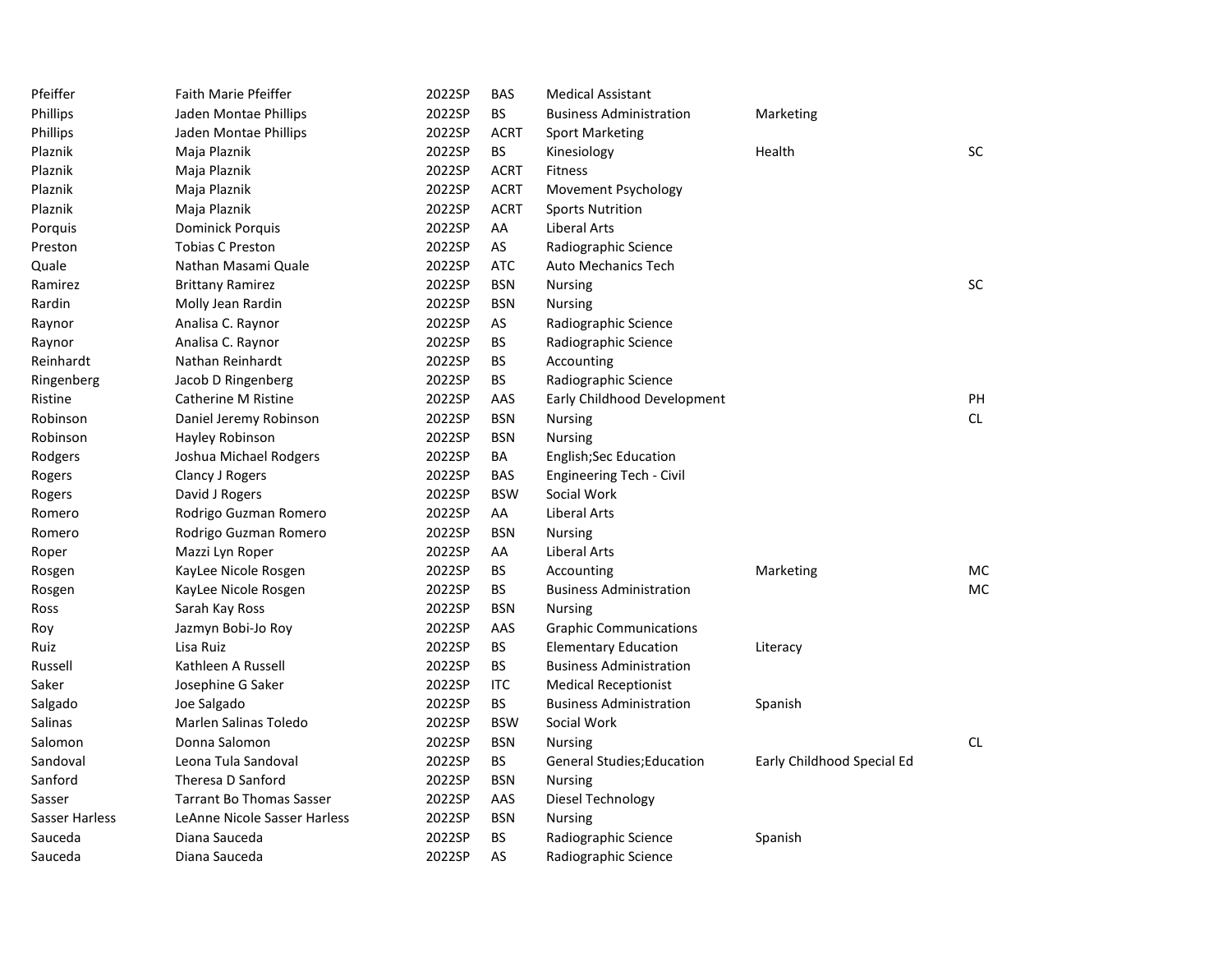| | | | | | | |
|---|---|---|---|---|---|---|
| Pfeiffer | Faith Marie Pfeiffer | 2022SP | BAS | Medical Assistant | | |
| Phillips | Jaden Montae Phillips | 2022SP | BS | Business Administration | Marketing | |
| Phillips | Jaden Montae Phillips | 2022SP | ACRT | Sport Marketing | | |
| Plaznik | Maja Plaznik | 2022SP | BS | Kinesiology | Health | SC |
| Plaznik | Maja Plaznik | 2022SP | ACRT | Fitness | | |
| Plaznik | Maja Plaznik | 2022SP | ACRT | Movement Psychology | | |
| Plaznik | Maja Plaznik | 2022SP | ACRT | Sports Nutrition | | |
| Porquis | Dominick Porquis | 2022SP | AA | Liberal Arts | | |
| Preston | Tobias C Preston | 2022SP | AS | Radiographic Science | | |
| Quale | Nathan Masami Quale | 2022SP | ATC | Auto Mechanics Tech | | |
| Ramirez | Brittany Ramirez | 2022SP | BSN | Nursing | | SC |
| Rardin | Molly Jean Rardin | 2022SP | BSN | Nursing | | |
| Raynor | Analisa C. Raynor | 2022SP | AS | Radiographic Science | | |
| Raynor | Analisa C. Raynor | 2022SP | BS | Radiographic Science | | |
| Reinhardt | Nathan Reinhardt | 2022SP | BS | Accounting | | |
| Ringenberg | Jacob D Ringenberg | 2022SP | BS | Radiographic Science | | |
| Ristine | Catherine M Ristine | 2022SP | AAS | Early Childhood Development | | PH |
| Robinson | Daniel Jeremy Robinson | 2022SP | BSN | Nursing | | CL |
| Robinson | Hayley Robinson | 2022SP | BSN | Nursing | | |
| Rodgers | Joshua Michael Rodgers | 2022SP | BA | English;Sec Education | | |
| Rogers | Clancy J Rogers | 2022SP | BAS | Engineering Tech - Civil | | |
| Rogers | David J Rogers | 2022SP | BSW | Social Work | | |
| Romero | Rodrigo Guzman Romero | 2022SP | AA | Liberal Arts | | |
| Romero | Rodrigo Guzman Romero | 2022SP | BSN | Nursing | | |
| Roper | Mazzi Lyn Roper | 2022SP | AA | Liberal Arts | | |
| Rosgen | KayLee Nicole Rosgen | 2022SP | BS | Accounting | Marketing | MC |
| Rosgen | KayLee Nicole Rosgen | 2022SP | BS | Business Administration | | MC |
| Ross | Sarah Kay Ross | 2022SP | BSN | Nursing | | |
| Roy | Jazmyn Bobi-Jo Roy | 2022SP | AAS | Graphic Communications | | |
| Ruiz | Lisa Ruiz | 2022SP | BS | Elementary Education | Literacy | |
| Russell | Kathleen A Russell | 2022SP | BS | Business Administration | | |
| Saker | Josephine G Saker | 2022SP | ITC | Medical Receptionist | | |
| Salgado | Joe Salgado | 2022SP | BS | Business Administration | Spanish | |
| Salinas | Marlen Salinas Toledo | 2022SP | BSW | Social Work | | |
| Salomon | Donna Salomon | 2022SP | BSN | Nursing | | CL |
| Sandoval | Leona Tula Sandoval | 2022SP | BS | General Studies;Education | Early Childhood Special Ed | |
| Sanford | Theresa D Sanford | 2022SP | BSN | Nursing | | |
| Sasser | Tarrant Bo Thomas Sasser | 2022SP | AAS | Diesel Technology | | |
| Sasser Harless | LeAnne Nicole Sasser Harless | 2022SP | BSN | Nursing | | |
| Sauceda | Diana Sauceda | 2022SP | BS | Radiographic Science | Spanish | |
| Sauceda | Diana Sauceda | 2022SP | AS | Radiographic Science | | |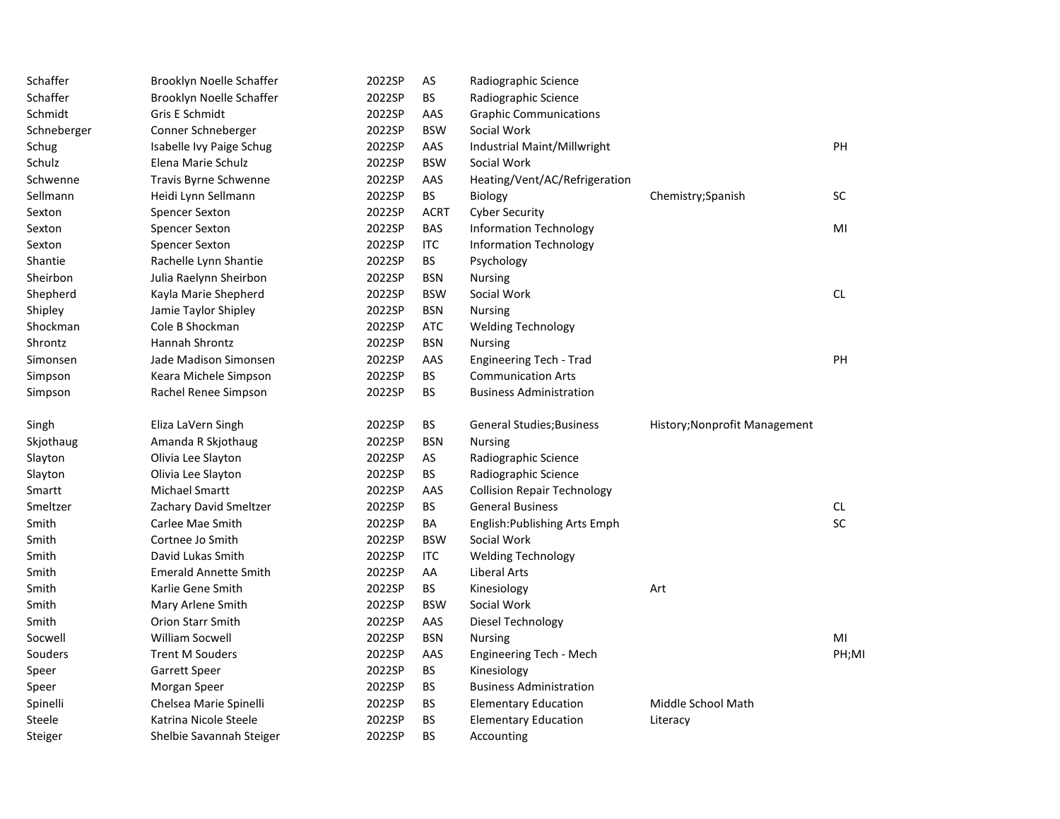| | | | | | | |
|---|---|---|---|---|---|---|
| Schaffer | Brooklyn Noelle Schaffer | 2022SP | AS | Radiographic Science | | |
| Schaffer | Brooklyn Noelle Schaffer | 2022SP | BS | Radiographic Science | | |
| Schmidt | Gris E Schmidt | 2022SP | AAS | Graphic Communications | | |
| Schneberger | Conner Schneberger | 2022SP | BSW | Social Work | | |
| Schug | Isabelle Ivy Paige Schug | 2022SP | AAS | Industrial Maint/Millwright | | PH |
| Schulz | Elena Marie Schulz | 2022SP | BSW | Social Work | | |
| Schwenne | Travis Byrne Schwenne | 2022SP | AAS | Heating/Vent/AC/Refrigeration | | |
| Sellmann | Heidi Lynn Sellmann | 2022SP | BS | Biology | Chemistry;Spanish | SC |
| Sexton | Spencer Sexton | 2022SP | ACRT | Cyber Security | | |
| Sexton | Spencer Sexton | 2022SP | BAS | Information Technology | | MI |
| Sexton | Spencer Sexton | 2022SP | ITC | Information Technology | | |
| Shantie | Rachelle Lynn Shantie | 2022SP | BS | Psychology | | |
| Sheirbon | Julia Raelynn Sheirbon | 2022SP | BSN | Nursing | | |
| Shepherd | Kayla Marie Shepherd | 2022SP | BSW | Social Work | | CL |
| Shipley | Jamie Taylor Shipley | 2022SP | BSN | Nursing | | |
| Shockman | Cole B Shockman | 2022SP | ATC | Welding Technology | | |
| Shrontz | Hannah Shrontz | 2022SP | BSN | Nursing | | |
| Simonsen | Jade Madison Simonsen | 2022SP | AAS | Engineering Tech - Trad | | PH |
| Simpson | Keara Michele Simpson | 2022SP | BS | Communication Arts | | |
| Simpson | Rachel Renee Simpson | 2022SP | BS | Business Administration | | |
| Singh | Eliza LaVern Singh | 2022SP | BS | General Studies;Business | History;Nonprofit Management | |
| Skjothaug | Amanda R Skjothaug | 2022SP | BSN | Nursing | | |
| Slayton | Olivia Lee Slayton | 2022SP | AS | Radiographic Science | | |
| Slayton | Olivia Lee Slayton | 2022SP | BS | Radiographic Science | | |
| Smartt | Michael Smartt | 2022SP | AAS | Collision Repair Technology | | |
| Smeltzer | Zachary David Smeltzer | 2022SP | BS | General Business | | CL |
| Smith | Carlee Mae Smith | 2022SP | BA | English:Publishing Arts Emph | | SC |
| Smith | Cortnee Jo Smith | 2022SP | BSW | Social Work | | |
| Smith | David Lukas Smith | 2022SP | ITC | Welding Technology | | |
| Smith | Emerald Annette Smith | 2022SP | AA | Liberal Arts | | |
| Smith | Karlie Gene Smith | 2022SP | BS | Kinesiology | Art | |
| Smith | Mary Arlene Smith | 2022SP | BSW | Social Work | | |
| Smith | Orion Starr Smith | 2022SP | AAS | Diesel Technology | | |
| Socwell | William Socwell | 2022SP | BSN | Nursing | | MI |
| Souders | Trent M Souders | 2022SP | AAS | Engineering Tech - Mech | | PH;MI |
| Speer | Garrett Speer | 2022SP | BS | Kinesiology | | |
| Speer | Morgan Speer | 2022SP | BS | Business Administration | | |
| Spinelli | Chelsea Marie Spinelli | 2022SP | BS | Elementary Education | Middle School Math | |
| Steele | Katrina Nicole Steele | 2022SP | BS | Elementary Education | Literacy | |
| Steiger | Shelbie Savannah Steiger | 2022SP | BS | Accounting | | |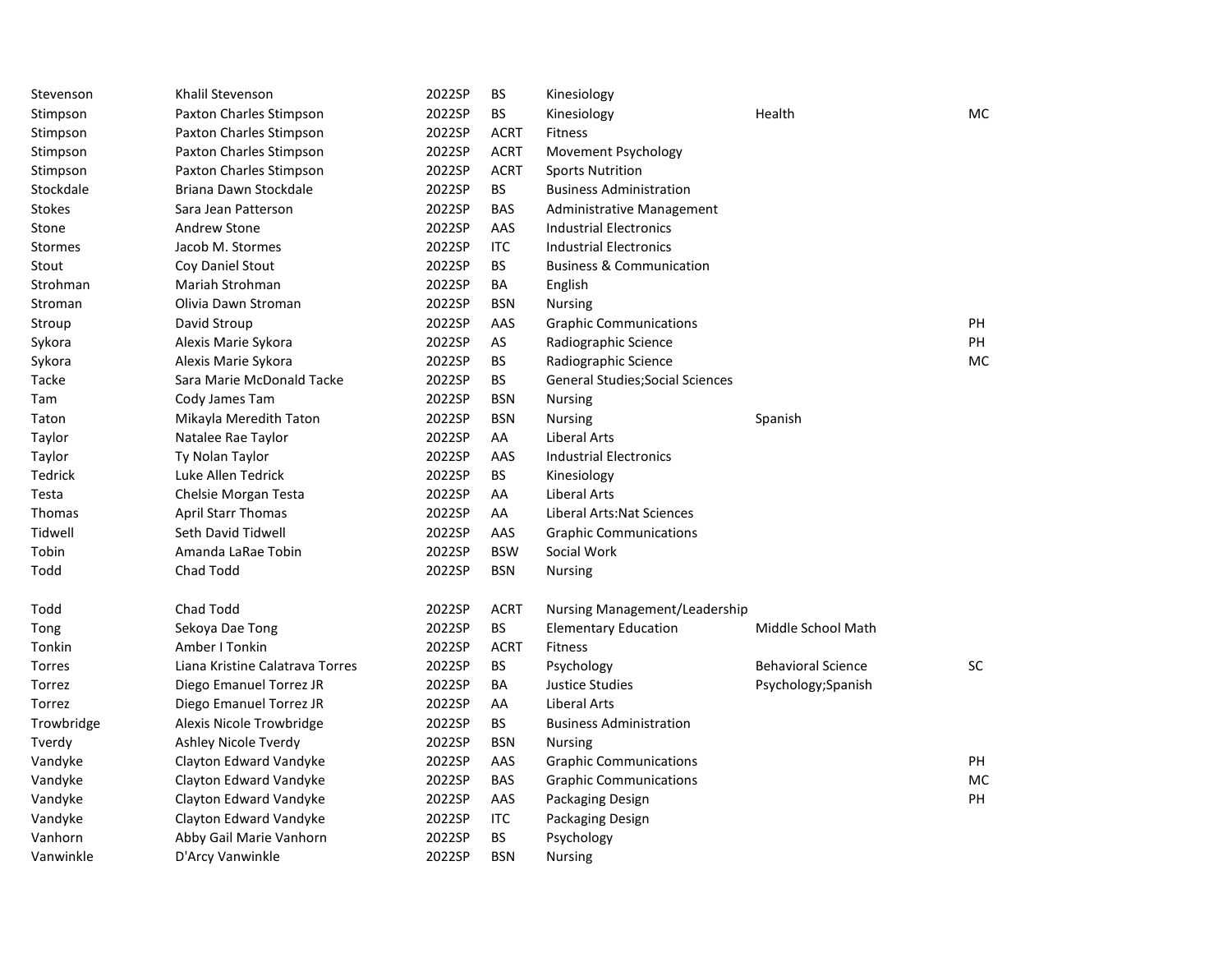| | | | | | | |
|---|---|---|---|---|---|---|
| Stevenson | Khalil Stevenson | 2022SP | BS | Kinesiology | | |
| Stimpson | Paxton Charles Stimpson | 2022SP | BS | Kinesiology | Health | MC |
| Stimpson | Paxton Charles Stimpson | 2022SP | ACRT | Fitness | | |
| Stimpson | Paxton Charles Stimpson | 2022SP | ACRT | Movement Psychology | | |
| Stimpson | Paxton Charles Stimpson | 2022SP | ACRT | Sports Nutrition | | |
| Stockdale | Briana Dawn Stockdale | 2022SP | BS | Business Administration | | |
| Stokes | Sara Jean Patterson | 2022SP | BAS | Administrative Management | | |
| Stone | Andrew Stone | 2022SP | AAS | Industrial Electronics | | |
| Stormes | Jacob M. Stormes | 2022SP | ITC | Industrial Electronics | | |
| Stout | Coy Daniel Stout | 2022SP | BS | Business & Communication | | |
| Strohman | Mariah Strohman | 2022SP | BA | English | | |
| Stroman | Olivia Dawn Stroman | 2022SP | BSN | Nursing | | |
| Stroup | David Stroup | 2022SP | AAS | Graphic Communications | | PH |
| Sykora | Alexis Marie Sykora | 2022SP | AS | Radiographic Science | | PH |
| Sykora | Alexis Marie Sykora | 2022SP | BS | Radiographic Science | | MC |
| Tacke | Sara Marie McDonald Tacke | 2022SP | BS | General Studies;Social Sciences | | |
| Tam | Cody James Tam | 2022SP | BSN | Nursing | | |
| Taton | Mikayla Meredith Taton | 2022SP | BSN | Nursing | Spanish | |
| Taylor | Natalee Rae Taylor | 2022SP | AA | Liberal Arts | | |
| Taylor | Ty Nolan Taylor | 2022SP | AAS | Industrial Electronics | | |
| Tedrick | Luke Allen Tedrick | 2022SP | BS | Kinesiology | | |
| Testa | Chelsie Morgan Testa | 2022SP | AA | Liberal Arts | | |
| Thomas | April Starr Thomas | 2022SP | AA | Liberal Arts:Nat Sciences | | |
| Tidwell | Seth David Tidwell | 2022SP | AAS | Graphic Communications | | |
| Tobin | Amanda LaRae Tobin | 2022SP | BSW | Social Work | | |
| Todd | Chad Todd | 2022SP | BSN | Nursing | | |
| Todd | Chad Todd | 2022SP | ACRT | Nursing Management/Leadership | | |
| Tong | Sekoya Dae Tong | 2022SP | BS | Elementary Education | Middle School Math | |
| Tonkin | Amber I Tonkin | 2022SP | ACRT | Fitness | | |
| Torres | Liana Kristine Calatrava Torres | 2022SP | BS | Psychology | Behavioral Science | SC |
| Torrez | Diego Emanuel Torrez JR | 2022SP | BA | Justice Studies | Psychology;Spanish | |
| Torrez | Diego Emanuel Torrez JR | 2022SP | AA | Liberal Arts | | |
| Trowbridge | Alexis Nicole Trowbridge | 2022SP | BS | Business Administration | | |
| Tverdy | Ashley Nicole Tverdy | 2022SP | BSN | Nursing | | |
| Vandyke | Clayton Edward Vandyke | 2022SP | AAS | Graphic Communications | | PH |
| Vandyke | Clayton Edward Vandyke | 2022SP | BAS | Graphic Communications | | MC |
| Vandyke | Clayton Edward Vandyke | 2022SP | AAS | Packaging Design | | PH |
| Vandyke | Clayton Edward Vandyke | 2022SP | ITC | Packaging Design | | |
| Vanhorn | Abby Gail Marie Vanhorn | 2022SP | BS | Psychology | | |
| Vanwinkle | D'Arcy Vanwinkle | 2022SP | BSN | Nursing | | |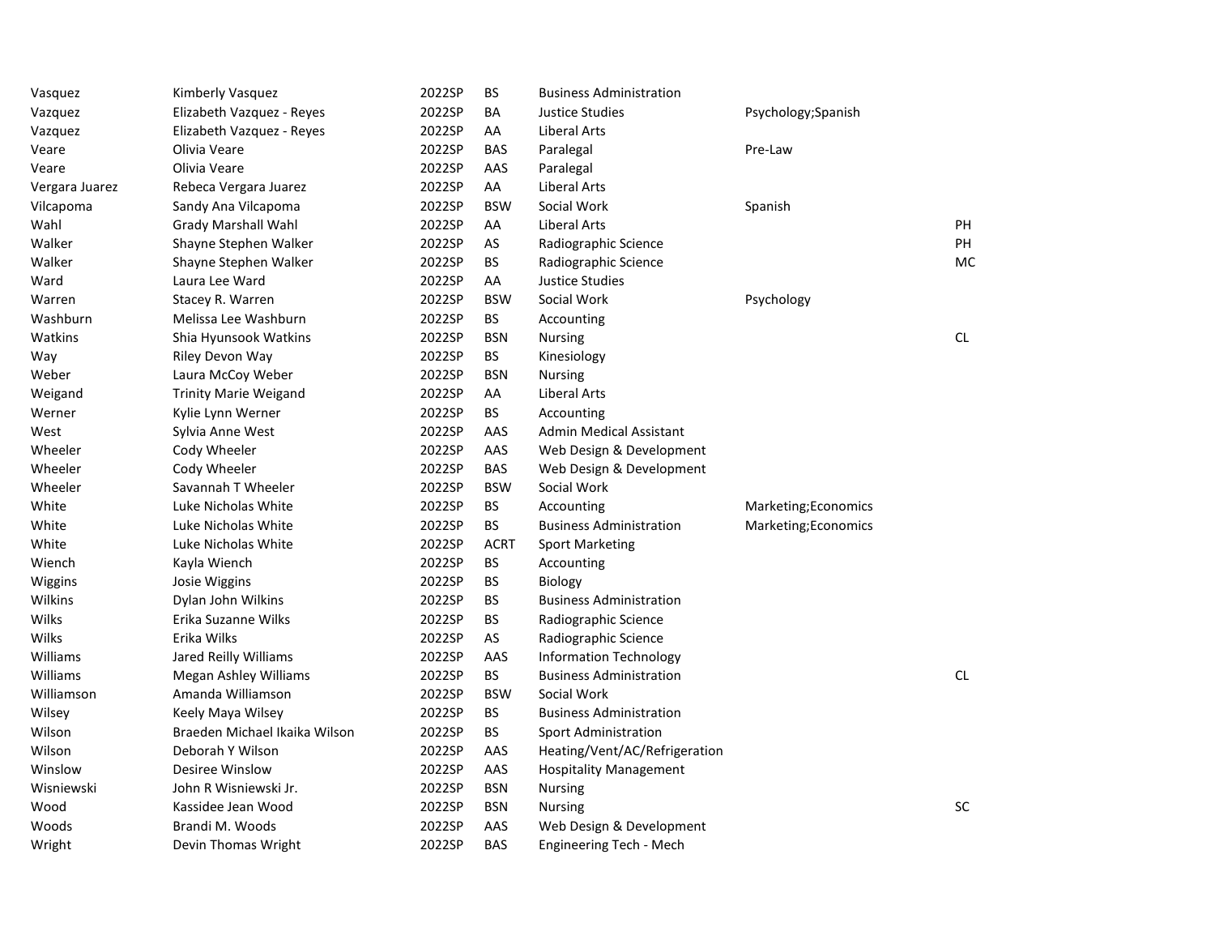| | | | | | | |
|---|---|---|---|---|---|---|
| Vasquez | Kimberly Vasquez | 2022SP | BS | Business Administration | | |
| Vazquez | Elizabeth Vazquez - Reyes | 2022SP | BA | Justice Studies | Psychology;Spanish | |
| Vazquez | Elizabeth Vazquez - Reyes | 2022SP | AA | Liberal Arts | | |
| Veare | Olivia Veare | 2022SP | BAS | Paralegal | Pre-Law | |
| Veare | Olivia Veare | 2022SP | AAS | Paralegal | | |
| Vergara Juarez | Rebeca Vergara Juarez | 2022SP | AA | Liberal Arts | | |
| Vilcapoma | Sandy Ana Vilcapoma | 2022SP | BSW | Social Work | Spanish | |
| Wahl | Grady Marshall Wahl | 2022SP | AA | Liberal Arts | | PH |
| Walker | Shayne Stephen Walker | 2022SP | AS | Radiographic Science | | PH |
| Walker | Shayne Stephen Walker | 2022SP | BS | Radiographic Science | | MC |
| Ward | Laura Lee Ward | 2022SP | AA | Justice Studies | | |
| Warren | Stacey R. Warren | 2022SP | BSW | Social Work | Psychology | |
| Washburn | Melissa Lee Washburn | 2022SP | BS | Accounting | | |
| Watkins | Shia Hyunsook Watkins | 2022SP | BSN | Nursing | | CL |
| Way | Riley Devon Way | 2022SP | BS | Kinesiology | | |
| Weber | Laura McCoy Weber | 2022SP | BSN | Nursing | | |
| Weigand | Trinity Marie Weigand | 2022SP | AA | Liberal Arts | | |
| Werner | Kylie Lynn Werner | 2022SP | BS | Accounting | | |
| West | Sylvia Anne West | 2022SP | AAS | Admin Medical Assistant | | |
| Wheeler | Cody Wheeler | 2022SP | AAS | Web Design & Development | | |
| Wheeler | Cody Wheeler | 2022SP | BAS | Web Design & Development | | |
| Wheeler | Savannah T Wheeler | 2022SP | BSW | Social Work | | |
| White | Luke Nicholas White | 2022SP | BS | Accounting | Marketing;Economics | |
| White | Luke Nicholas White | 2022SP | BS | Business Administration | Marketing;Economics | |
| White | Luke Nicholas White | 2022SP | ACRT | Sport Marketing | | |
| Wiench | Kayla Wiench | 2022SP | BS | Accounting | | |
| Wiggins | Josie Wiggins | 2022SP | BS | Biology | | |
| Wilkins | Dylan John Wilkins | 2022SP | BS | Business Administration | | |
| Wilks | Erika Suzanne Wilks | 2022SP | BS | Radiographic Science | | |
| Wilks | Erika Wilks | 2022SP | AS | Radiographic Science | | |
| Williams | Jared Reilly Williams | 2022SP | AAS | Information Technology | | |
| Williams | Megan Ashley Williams | 2022SP | BS | Business Administration | | CL |
| Williamson | Amanda Williamson | 2022SP | BSW | Social Work | | |
| Wilsey | Keely Maya Wilsey | 2022SP | BS | Business Administration | | |
| Wilson | Braeden Michael Ikaika Wilson | 2022SP | BS | Sport Administration | | |
| Wilson | Deborah Y Wilson | 2022SP | AAS | Heating/Vent/AC/Refrigeration | | |
| Winslow | Desiree Winslow | 2022SP | AAS | Hospitality Management | | |
| Wisniewski | John R Wisniewski Jr. | 2022SP | BSN | Nursing | | |
| Wood | Kassidee Jean Wood | 2022SP | BSN | Nursing | | SC |
| Woods | Brandi M. Woods | 2022SP | AAS | Web Design & Development | | |
| Wright | Devin Thomas Wright | 2022SP | BAS | Engineering Tech - Mech | | |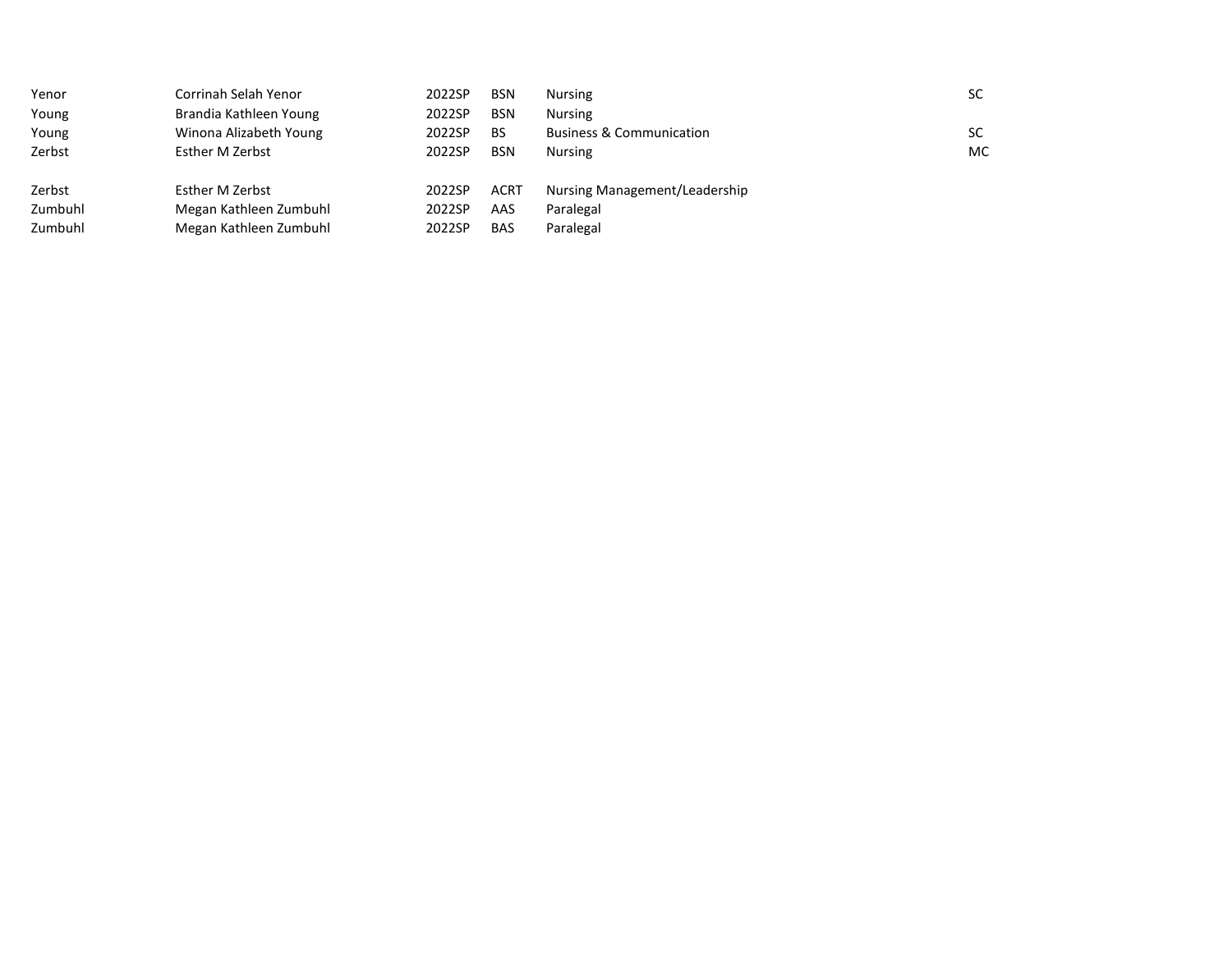| | | | | | |
|---|---|---|---|---|---|
| Yenor | Corrinah Selah Yenor | 2022SP | BSN | Nursing | SC |
| Young | Brandia Kathleen Young | 2022SP | BSN | Nursing | |
| Young | Winona Alizabeth Young | 2022SP | BS | Business & Communication | SC |
| Zerbst | Esther M Zerbst | 2022SP | BSN | Nursing | MC |
| Zerbst | Esther M Zerbst | 2022SP | ACRT | Nursing Management/Leadership | |
| Zumbuhl | Megan Kathleen Zumbuhl | 2022SP | AAS | Paralegal | |
| Zumbuhl | Megan Kathleen Zumbuhl | 2022SP | BAS | Paralegal | |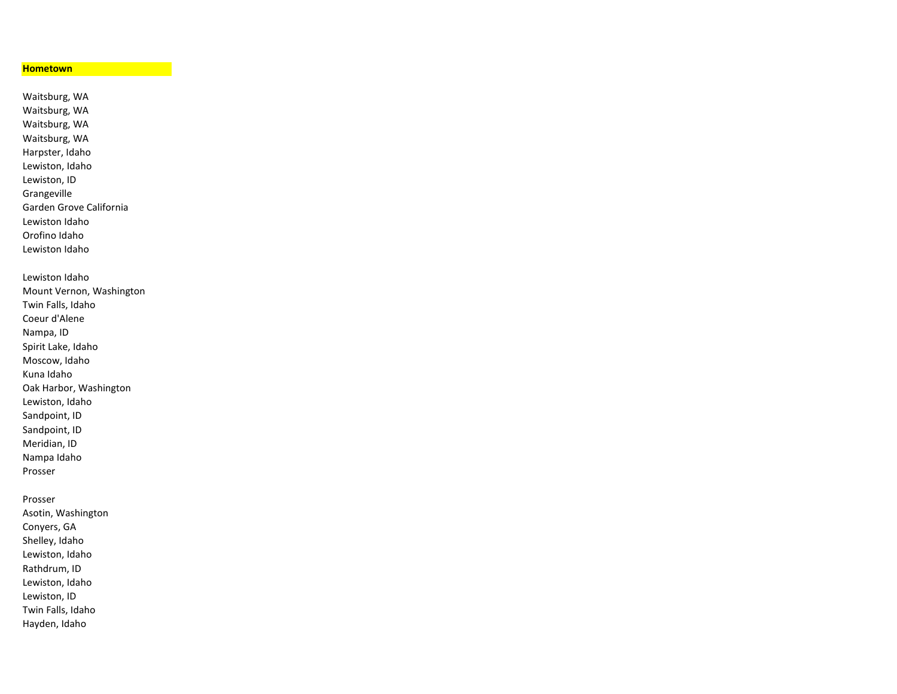**Hometown**

Waitsburg, WA
Waitsburg, WA
Waitsburg, WA
Waitsburg, WA
Harpster, Idaho
Lewiston, Idaho
Lewiston, ID
Grangeville
Garden Grove California
Lewiston Idaho
Orofino Idaho
Lewiston Idaho

Lewiston Idaho
Mount Vernon, Washington
Twin Falls, Idaho
Coeur d'Alene
Nampa, ID
Spirit Lake, Idaho
Moscow, Idaho
Kuna Idaho
Oak Harbor, Washington
Lewiston, Idaho
Sandpoint, ID
Sandpoint, ID
Meridian, ID
Nampa Idaho
Prosser

Prosser
Asotin, Washington
Conyers, GA
Shelley, Idaho
Lewiston, Idaho
Rathdrum, ID
Lewiston, Idaho
Lewiston, ID
Twin Falls, Idaho
Hayden, Idaho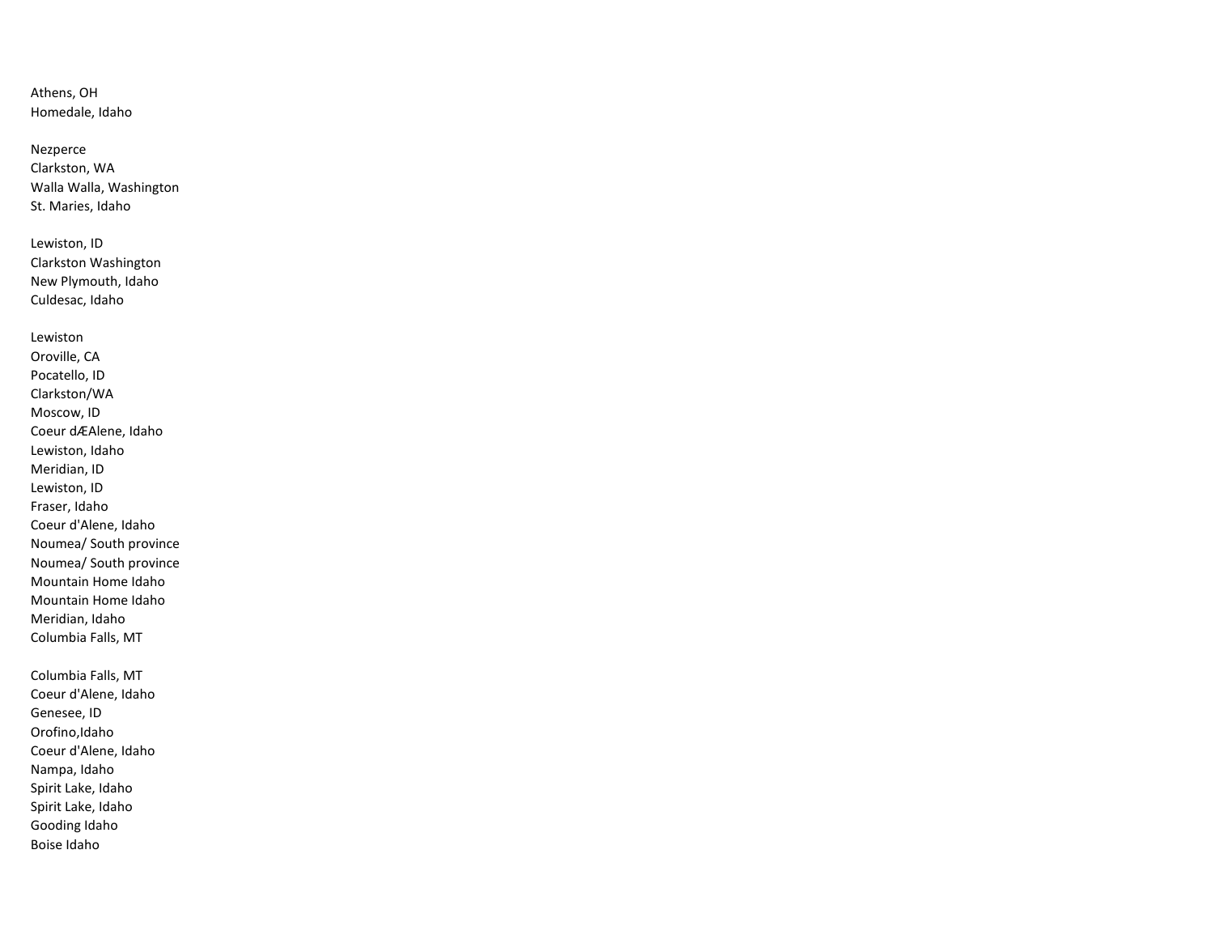Athens, OH
Homedale, Idaho

Nezperce
Clarkston, WA
Walla Walla, Washington
St. Maries, Idaho

Lewiston, ID
Clarkston Washington
New Plymouth, Idaho
Culdesac, Idaho

Lewiston
Oroville, CA
Pocatello, ID
Clarkston/WA
Moscow, ID
Coeur dÆAlene, Idaho
Lewiston, Idaho
Meridian, ID
Lewiston, ID
Fraser, Idaho
Coeur d'Alene, Idaho
Noumea/ South province
Noumea/ South province
Mountain Home Idaho
Mountain Home Idaho
Meridian, Idaho
Columbia Falls, MT

Columbia Falls, MT
Coeur d'Alene, Idaho
Genesee, ID
Orofino,Idaho
Coeur d'Alene, Idaho
Nampa, Idaho
Spirit Lake, Idaho
Spirit Lake, Idaho
Gooding Idaho
Boise Idaho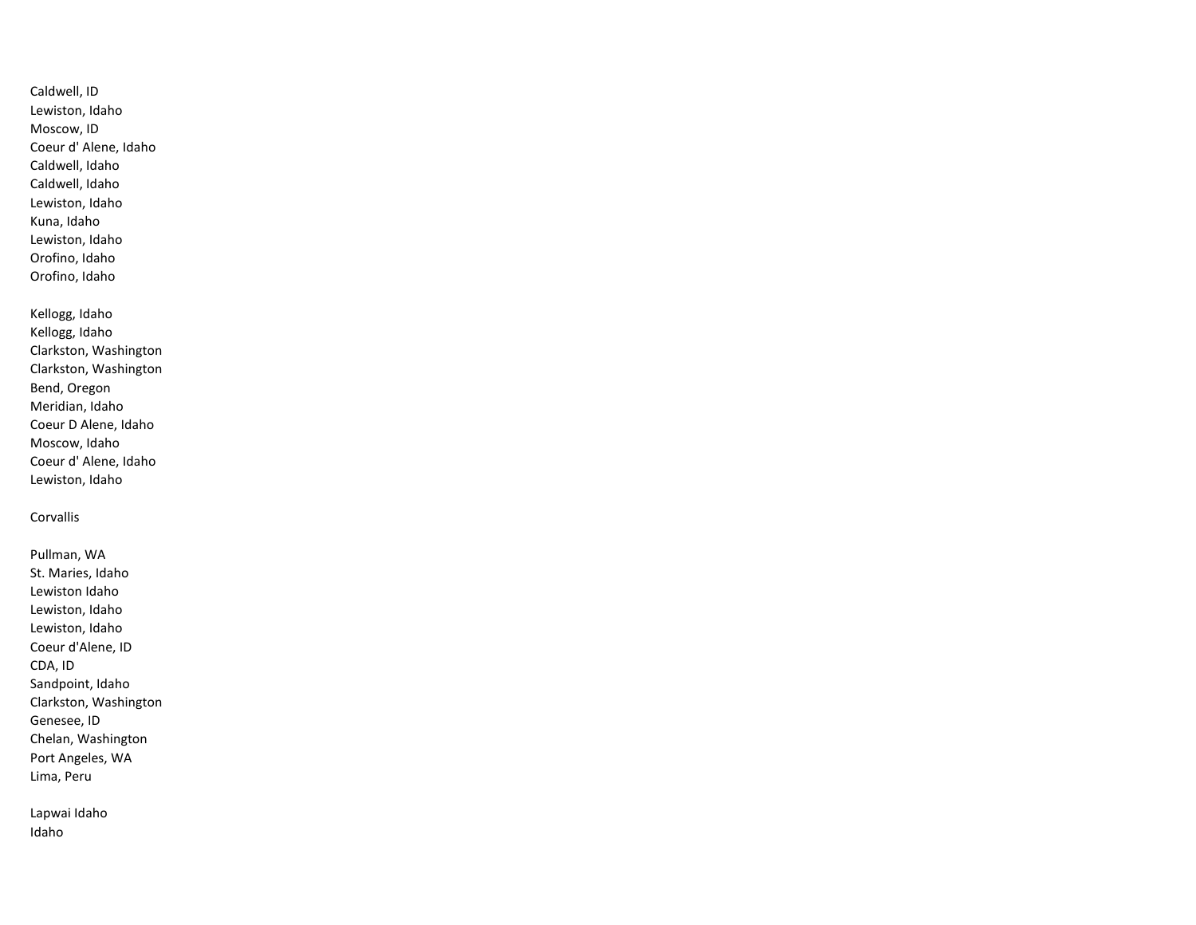Caldwell, ID
Lewiston, Idaho
Moscow, ID
Coeur d' Alene, Idaho
Caldwell, Idaho
Caldwell, Idaho
Lewiston, Idaho
Kuna, Idaho
Lewiston, Idaho
Orofino, Idaho
Orofino, Idaho

Kellogg, Idaho
Kellogg, Idaho
Clarkston, Washington
Clarkston, Washington
Bend, Oregon
Meridian, Idaho
Coeur D Alene, Idaho
Moscow, Idaho
Coeur d' Alene, Idaho
Lewiston, Idaho

Corvallis

Pullman, WA
St. Maries, Idaho
Lewiston Idaho
Lewiston, Idaho
Lewiston, Idaho
Coeur d'Alene, ID
CDA, ID
Sandpoint, Idaho
Clarkston, Washington
Genesee, ID
Chelan, Washington
Port Angeles, WA
Lima, Peru

Lapwai Idaho
Idaho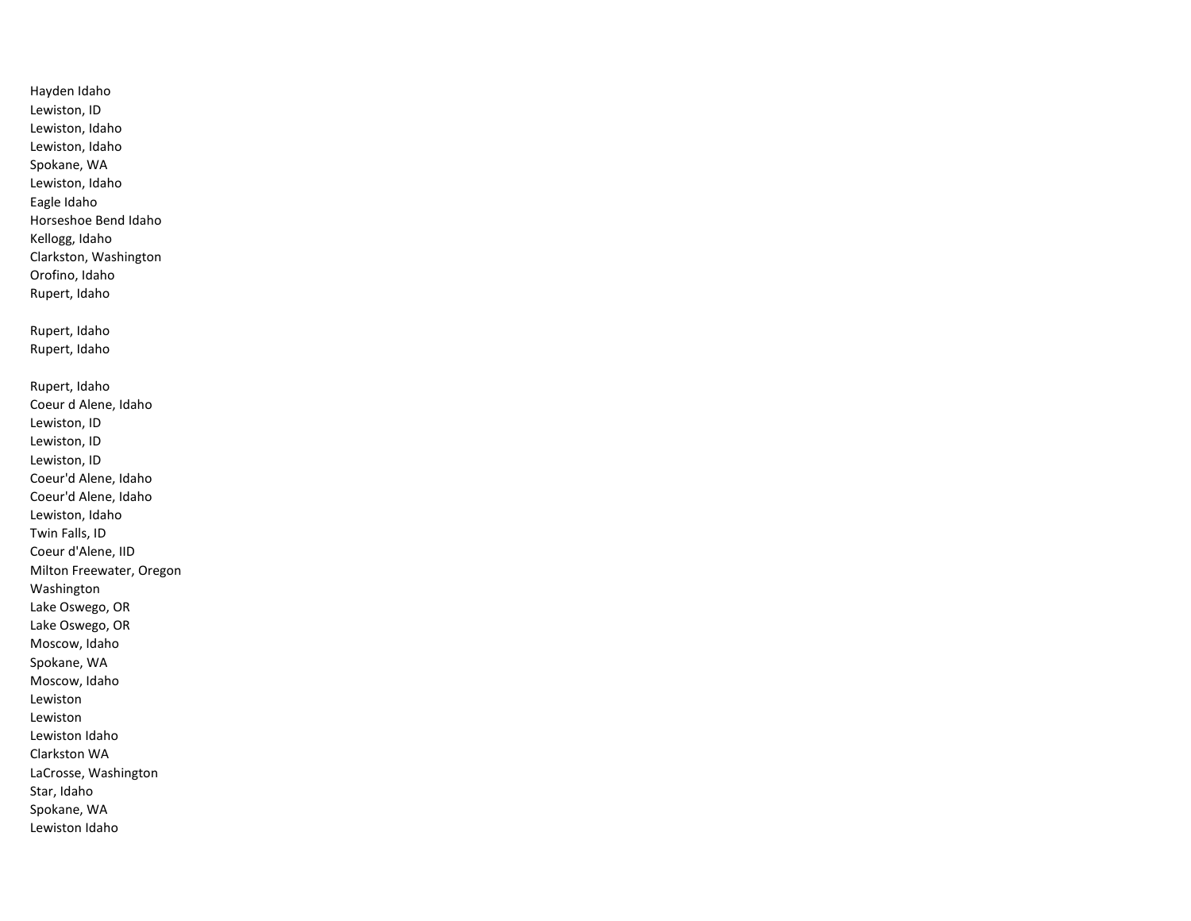Hayden Idaho
Lewiston, ID
Lewiston, Idaho
Lewiston, Idaho
Spokane, WA
Lewiston, Idaho
Eagle Idaho
Horseshoe Bend Idaho
Kellogg, Idaho
Clarkston, Washington
Orofino, Idaho
Rupert, Idaho

Rupert, Idaho
Rupert, Idaho

Rupert, Idaho
Coeur d Alene, Idaho
Lewiston, ID
Lewiston, ID
Lewiston, ID
Coeur'd Alene, Idaho
Coeur'd Alene, Idaho
Lewiston, Idaho
Twin Falls, ID
Coeur d'Alene, IID
Milton Freewater, Oregon
Washington
Lake Oswego, OR
Lake Oswego, OR
Moscow, Idaho
Spokane, WA
Moscow, Idaho
Lewiston
Lewiston
Lewiston Idaho
Clarkston WA
LaCrosse, Washington
Star, Idaho
Spokane, WA
Lewiston Idaho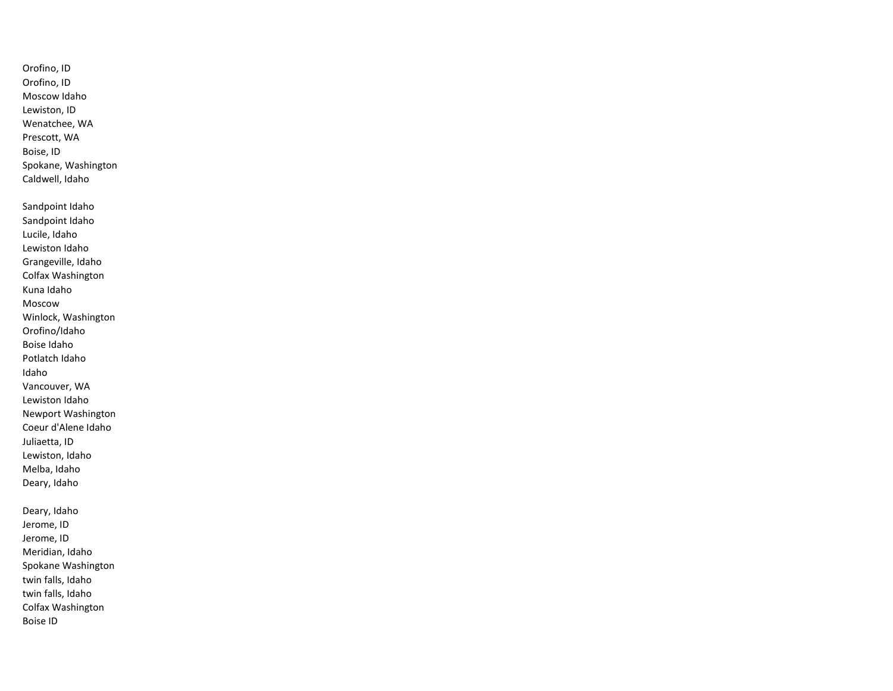Orofino, ID
Orofino, ID
Moscow Idaho
Lewiston, ID
Wenatchee, WA
Prescott, WA
Boise, ID
Spokane, Washington
Caldwell, Idaho

Sandpoint Idaho
Sandpoint Idaho
Lucile, Idaho
Lewiston Idaho
Grangeville, Idaho
Colfax Washington
Kuna Idaho
Moscow
Winlock, Washington
Orofino/Idaho
Boise Idaho
Potlatch Idaho
Idaho
Vancouver, WA
Lewiston Idaho
Newport Washington
Coeur d'Alene Idaho
Juliaetta, ID
Lewiston, Idaho
Melba, Idaho
Deary, Idaho

Deary, Idaho
Jerome, ID
Jerome, ID
Meridian, Idaho
Spokane Washington
twin falls, Idaho
twin falls, Idaho
Colfax Washington
Boise ID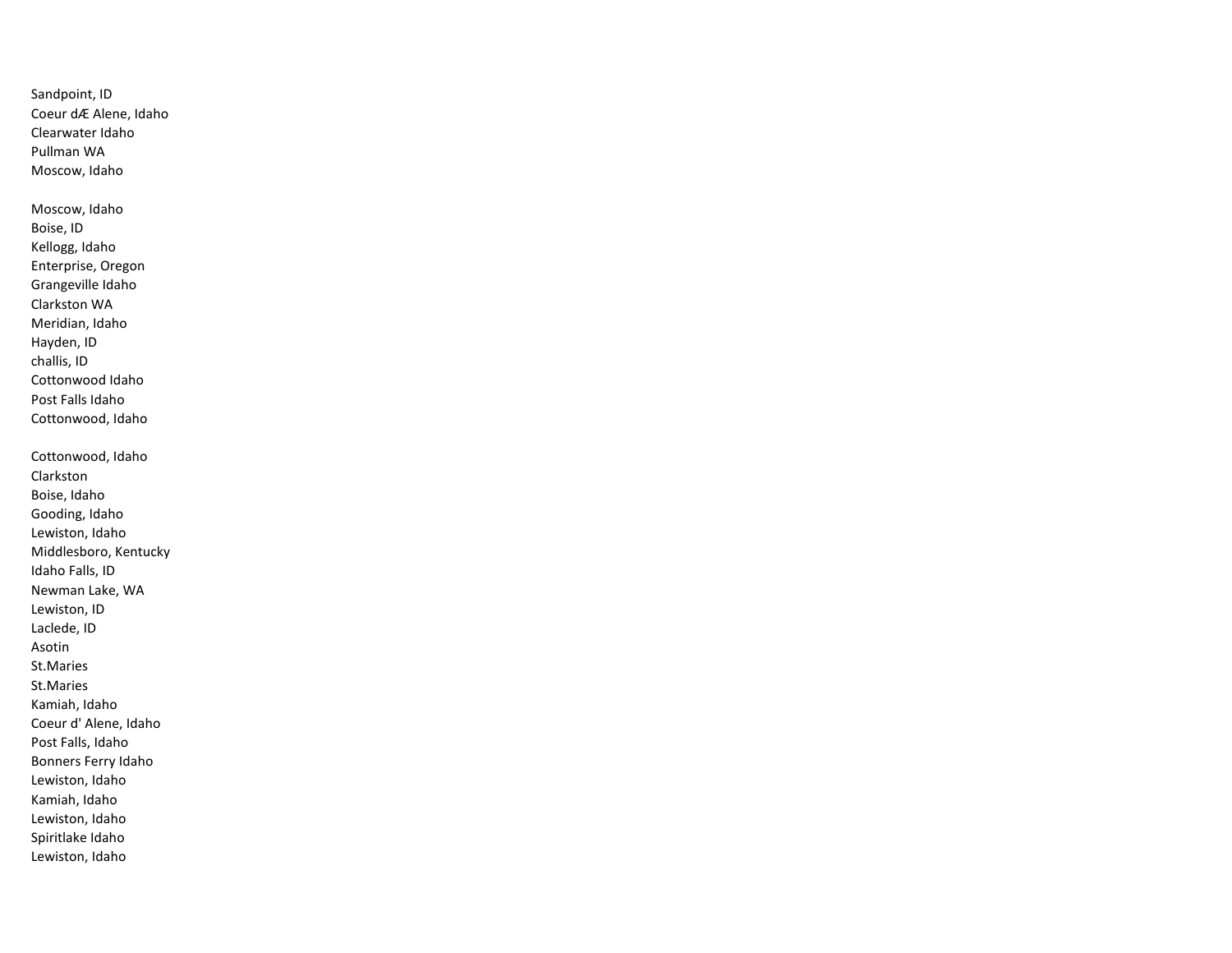Sandpoint, ID
Coeur dÆ Alene, Idaho
Clearwater Idaho
Pullman WA
Moscow, Idaho

Moscow, Idaho
Boise, ID
Kellogg, Idaho
Enterprise, Oregon
Grangeville Idaho
Clarkston WA
Meridian, Idaho
Hayden, ID
challis, ID
Cottonwood Idaho
Post Falls Idaho
Cottonwood, Idaho

Cottonwood, Idaho
Clarkston
Boise, Idaho
Gooding, Idaho
Lewiston, Idaho
Middlesboro, Kentucky
Idaho Falls, ID
Newman Lake, WA
Lewiston, ID
Laclede, ID
Asotin
St.Maries
St.Maries
Kamiah, Idaho
Coeur d' Alene, Idaho
Post Falls, Idaho
Bonners Ferry Idaho
Lewiston, Idaho
Kamiah, Idaho
Lewiston, Idaho
Spiritlake Idaho
Lewiston, Idaho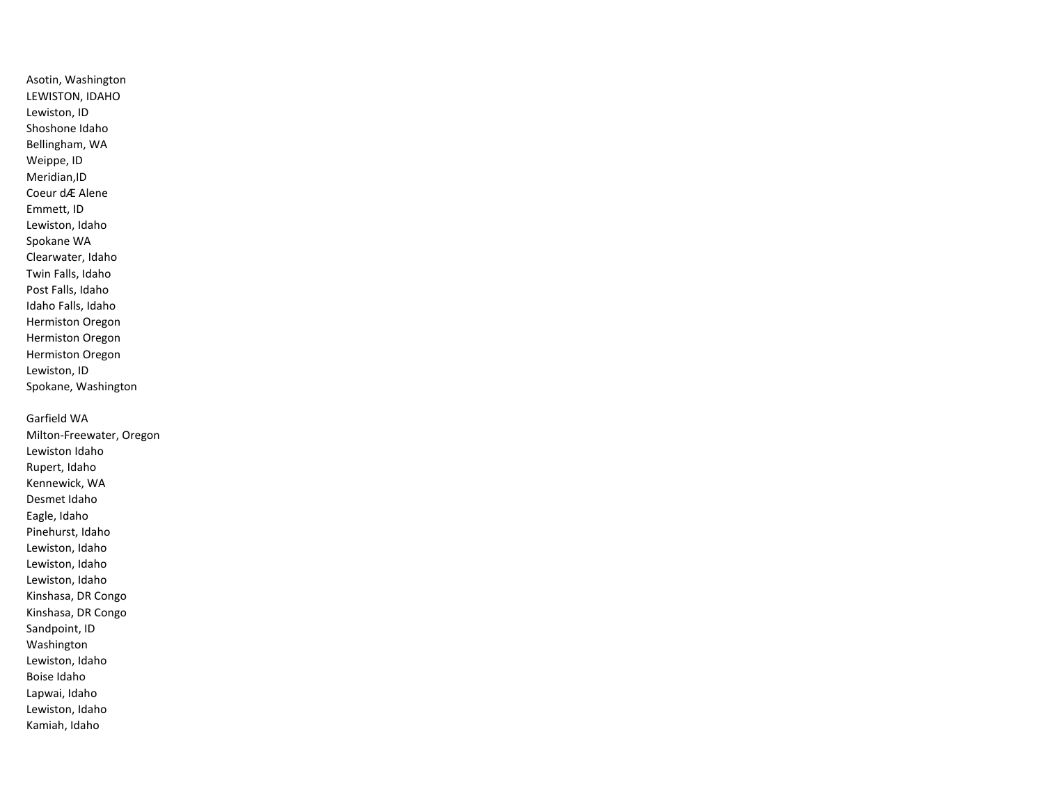Asotin, Washington
LEWISTON, IDAHO
Lewiston, ID
Shoshone Idaho
Bellingham, WA
Weippe, ID
Meridian,ID
Coeur dÆ Alene
Emmett, ID
Lewiston, Idaho
Spokane WA
Clearwater, Idaho
Twin Falls, Idaho
Post Falls, Idaho
Idaho Falls, Idaho
Hermiston Oregon
Hermiston Oregon
Hermiston Oregon
Lewiston, ID
Spokane, Washington

Garfield WA
Milton-Freewater, Oregon
Lewiston Idaho
Rupert, Idaho
Kennewick, WA
Desmet Idaho
Eagle, Idaho
Pinehurst, Idaho
Lewiston, Idaho
Lewiston, Idaho
Lewiston, Idaho
Kinshasa, DR Congo
Kinshasa, DR Congo
Sandpoint, ID
Washington
Lewiston, Idaho
Boise Idaho
Lapwai, Idaho
Lewiston, Idaho
Kamiah, Idaho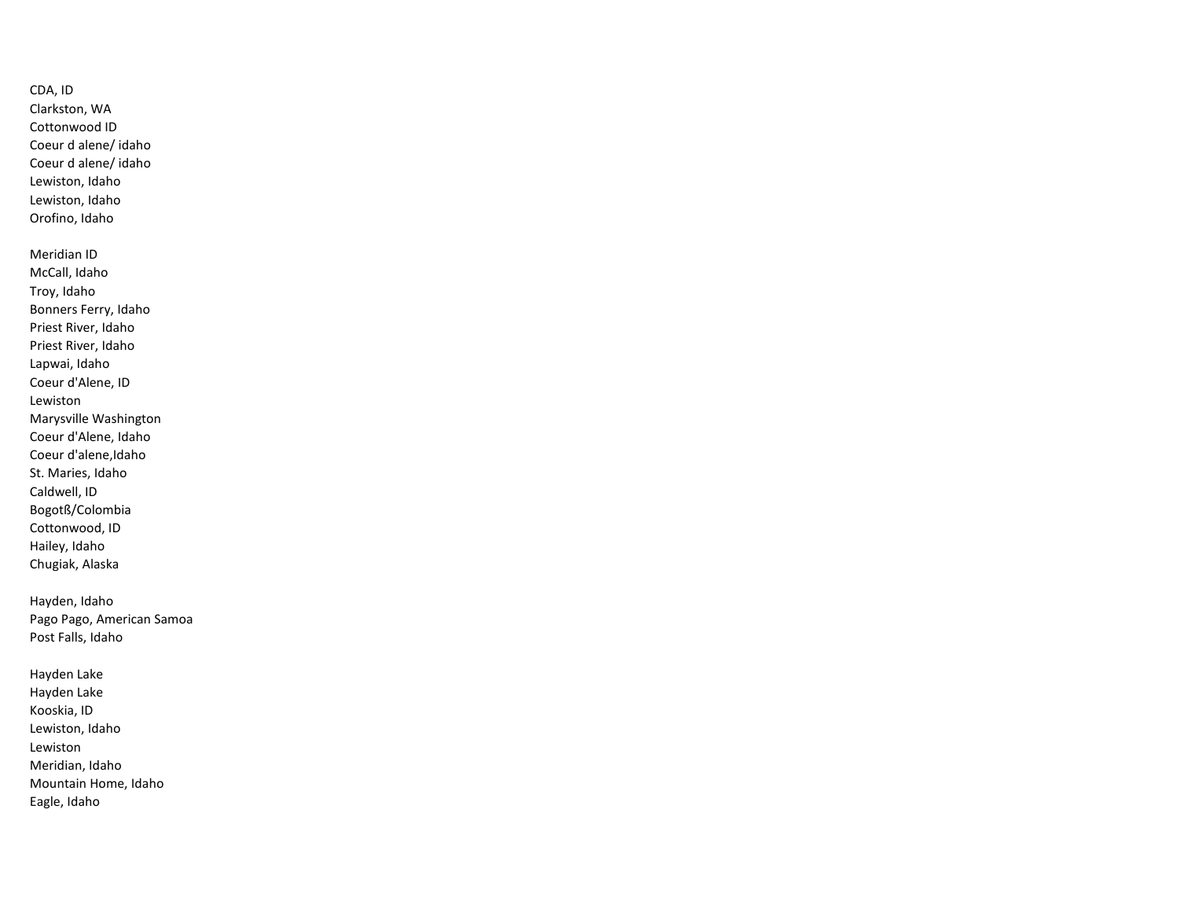CDA, ID
Clarkston, WA
Cottonwood ID
Coeur d alene/ idaho
Coeur d alene/ idaho
Lewiston, Idaho
Lewiston, Idaho
Orofino, Idaho

Meridian ID
McCall, Idaho
Troy, Idaho
Bonners Ferry, Idaho
Priest River, Idaho
Priest River, Idaho
Lapwai, Idaho
Coeur d'Alene, ID
Lewiston
Marysville Washington
Coeur d'Alene, Idaho
Coeur d'alene,Idaho
St. Maries, Idaho
Caldwell, ID
Bogotß/Colombia
Cottonwood, ID
Hailey, Idaho
Chugiak, Alaska

Hayden, Idaho
Pago Pago, American Samoa
Post Falls, Idaho

Hayden Lake
Hayden Lake
Kooskia, ID
Lewiston, Idaho
Lewiston
Meridian, Idaho
Mountain Home, Idaho
Eagle, Idaho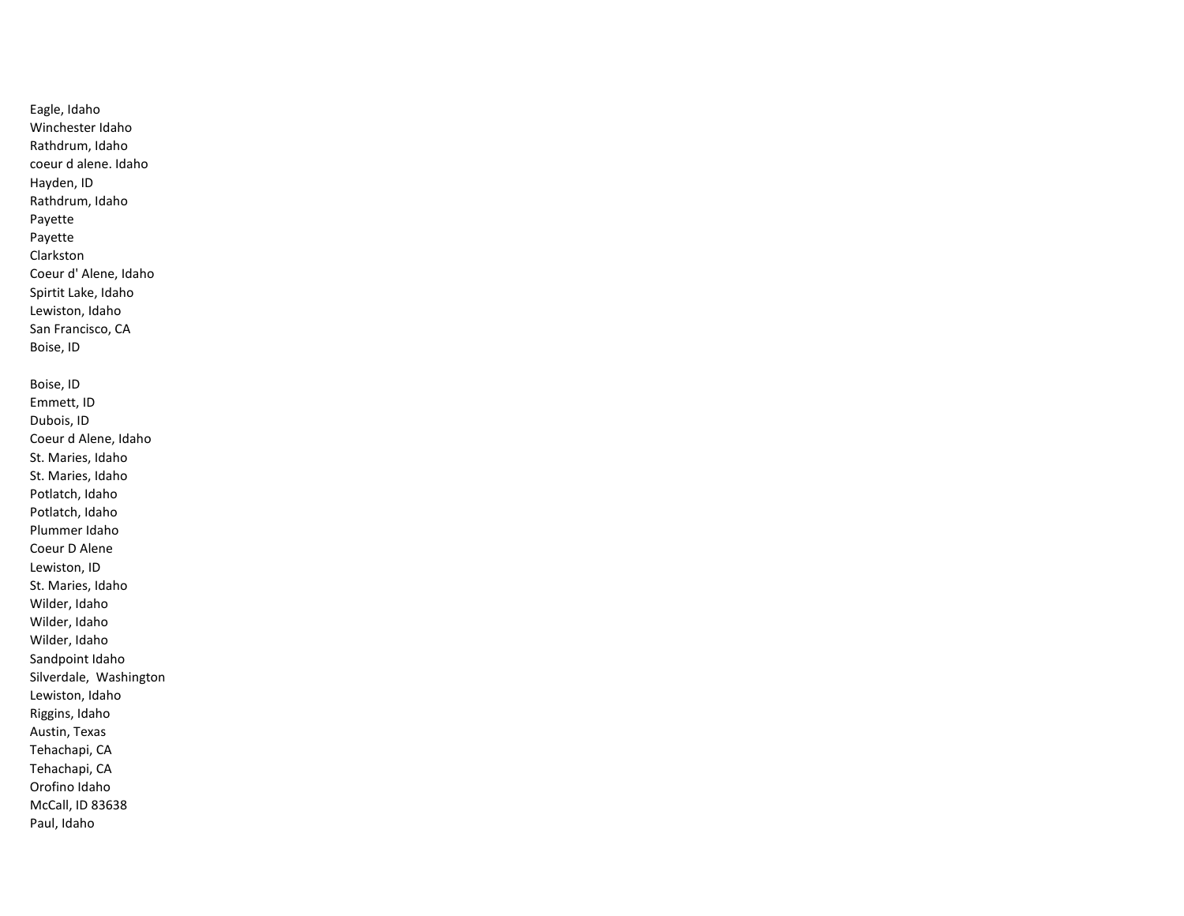Eagle, Idaho
Winchester Idaho
Rathdrum, Idaho
coeur d alene. Idaho
Hayden, ID
Rathdrum, Idaho
Payette
Payette
Clarkston
Coeur d' Alene, Idaho
Spirtit Lake, Idaho
Lewiston, Idaho
San Francisco, CA
Boise, ID

Boise, ID
Emmett, ID
Dubois, ID
Coeur d Alene, Idaho
St. Maries, Idaho
St. Maries, Idaho
Potlatch, Idaho
Potlatch, Idaho
Plummer Idaho
Coeur D Alene
Lewiston, ID
St. Maries, Idaho
Wilder, Idaho
Wilder, Idaho
Wilder, Idaho
Sandpoint Idaho
Silverdale, Washington
Lewiston, Idaho
Riggins, Idaho
Austin, Texas
Tehachapi, CA
Tehachapi, CA
Orofino Idaho
McCall, ID 83638
Paul, Idaho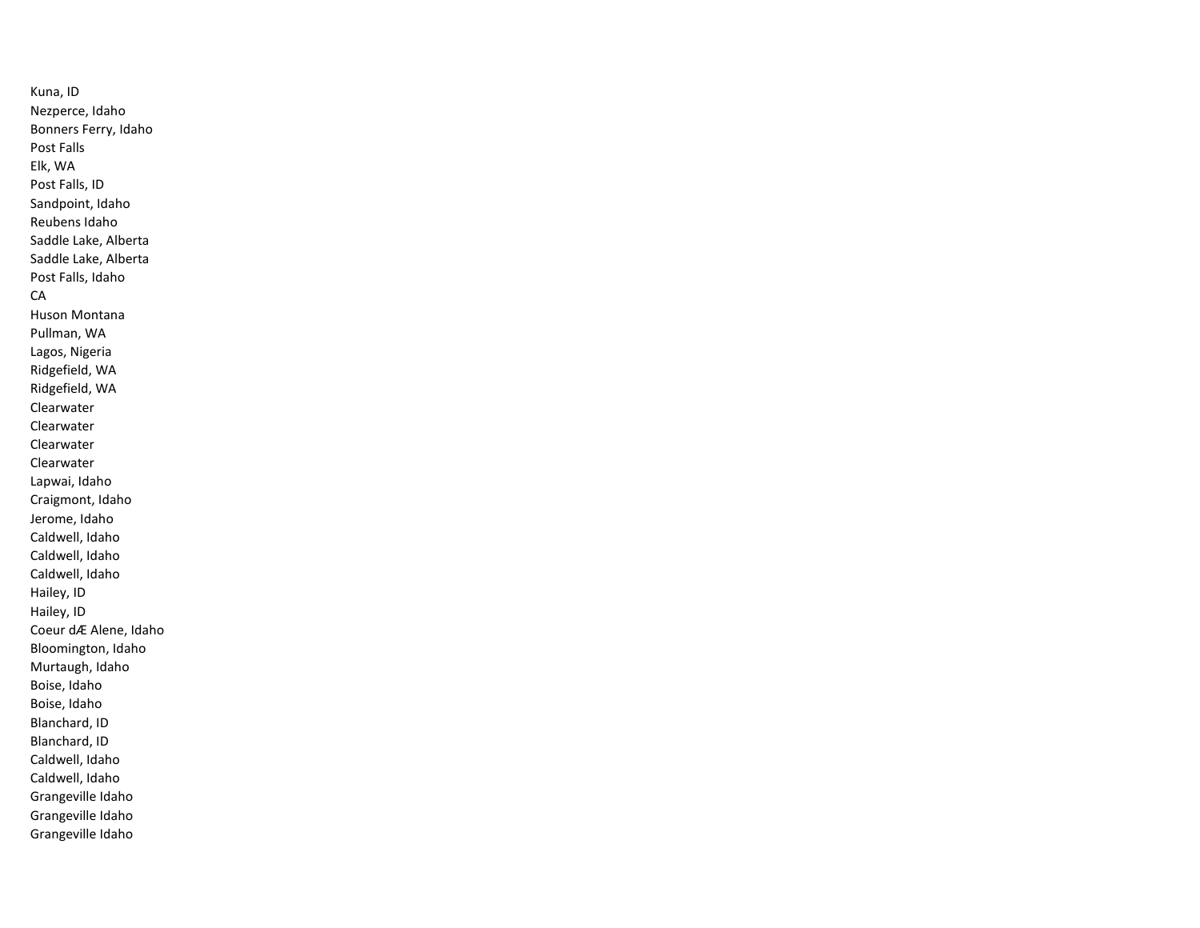Kuna, ID
Nezperce, Idaho
Bonners Ferry, Idaho
Post Falls
Elk, WA
Post Falls, ID
Sandpoint, Idaho
Reubens Idaho
Saddle Lake, Alberta
Saddle Lake, Alberta
Post Falls, Idaho
CA
Huson Montana
Pullman, WA
Lagos, Nigeria
Ridgefield, WA
Ridgefield, WA
Clearwater
Clearwater
Clearwater
Clearwater
Lapwai, Idaho
Craigmont, Idaho
Jerome, Idaho
Caldwell, Idaho
Caldwell, Idaho
Caldwell, Idaho
Hailey, ID
Hailey, ID
Coeur dÆ Alene, Idaho
Bloomington, Idaho
Murtaugh, Idaho
Boise, Idaho
Boise, Idaho
Blanchard, ID
Blanchard, ID
Caldwell, Idaho
Caldwell, Idaho
Grangeville Idaho
Grangeville Idaho
Grangeville Idaho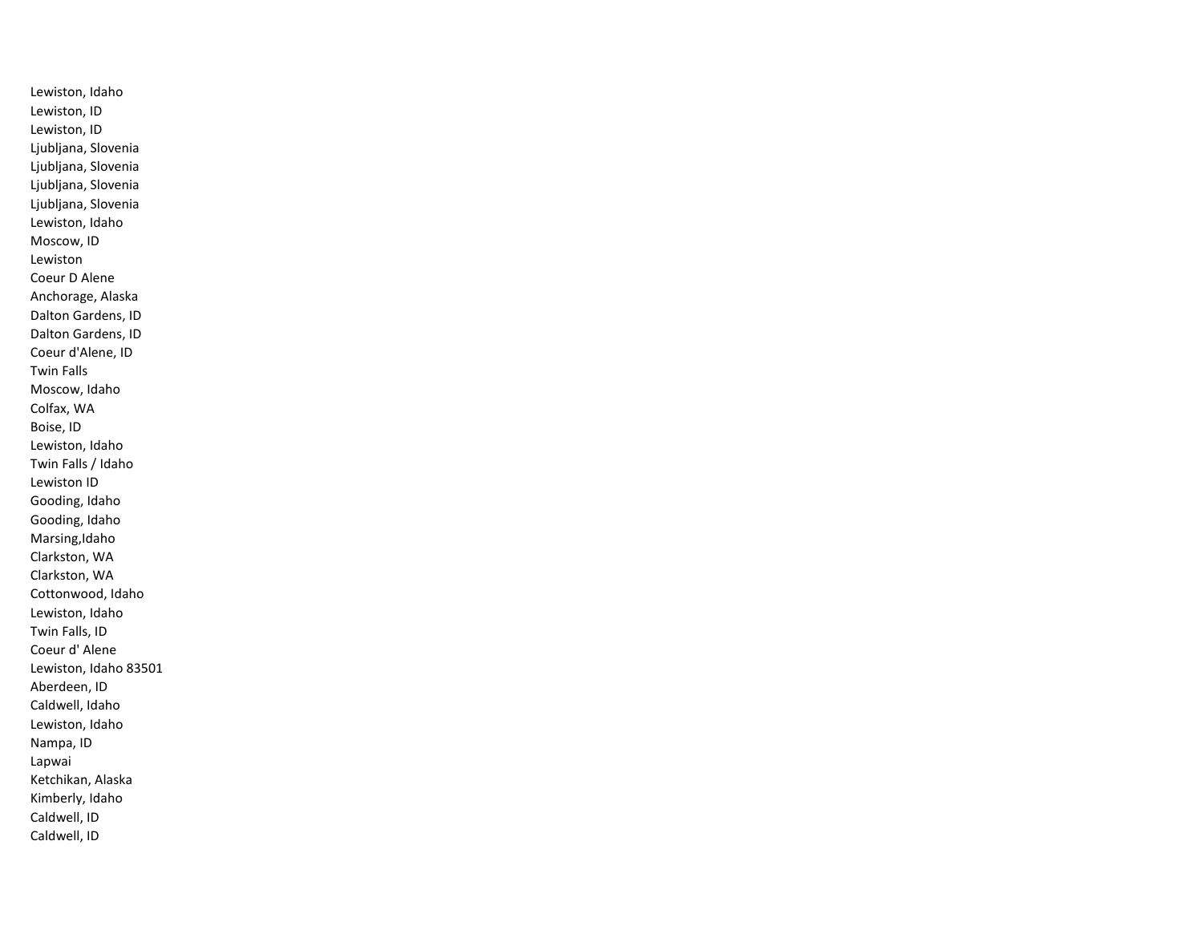Lewiston, Idaho
Lewiston, ID
Lewiston, ID
Ljubljana, Slovenia
Ljubljana, Slovenia
Ljubljana, Slovenia
Ljubljana, Slovenia
Lewiston, Idaho
Moscow, ID
Lewiston
Coeur D Alene
Anchorage, Alaska
Dalton Gardens, ID
Dalton Gardens, ID
Coeur d'Alene, ID
Twin Falls
Moscow, Idaho
Colfax, WA
Boise, ID
Lewiston, Idaho
Twin Falls / Idaho
Lewiston ID
Gooding, Idaho
Gooding, Idaho
Marsing,Idaho
Clarkston, WA
Clarkston, WA
Cottonwood, Idaho
Lewiston, Idaho
Twin Falls, ID
Coeur d' Alene
Lewiston, Idaho 83501
Aberdeen, ID
Caldwell, Idaho
Lewiston, Idaho
Nampa, ID
Lapwai
Ketchikan, Alaska
Kimberly, Idaho
Caldwell, ID
Caldwell, ID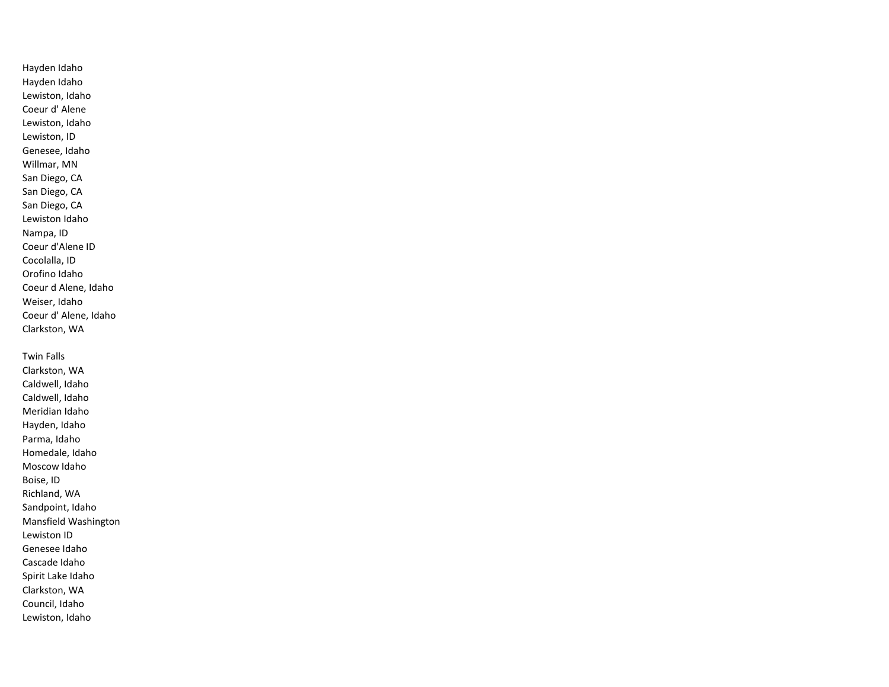Hayden Idaho
Hayden Idaho
Lewiston, Idaho
Coeur d' Alene
Lewiston, Idaho
Lewiston, ID
Genesee, Idaho
Willmar, MN
San Diego, CA
San Diego, CA
San Diego, CA
Lewiston Idaho
Nampa, ID
Coeur d'Alene ID
Cocolalla, ID
Orofino Idaho
Coeur d Alene, Idaho
Weiser, Idaho
Coeur d' Alene, Idaho
Clarkston, WA

Twin Falls
Clarkston, WA
Caldwell, Idaho
Caldwell, Idaho
Meridian Idaho
Hayden, Idaho
Parma, Idaho
Homedale, Idaho
Moscow Idaho
Boise, ID
Richland, WA
Sandpoint, Idaho
Mansfield Washington
Lewiston ID
Genesee Idaho
Cascade Idaho
Spirit Lake Idaho
Clarkston, WA
Council, Idaho
Lewiston, Idaho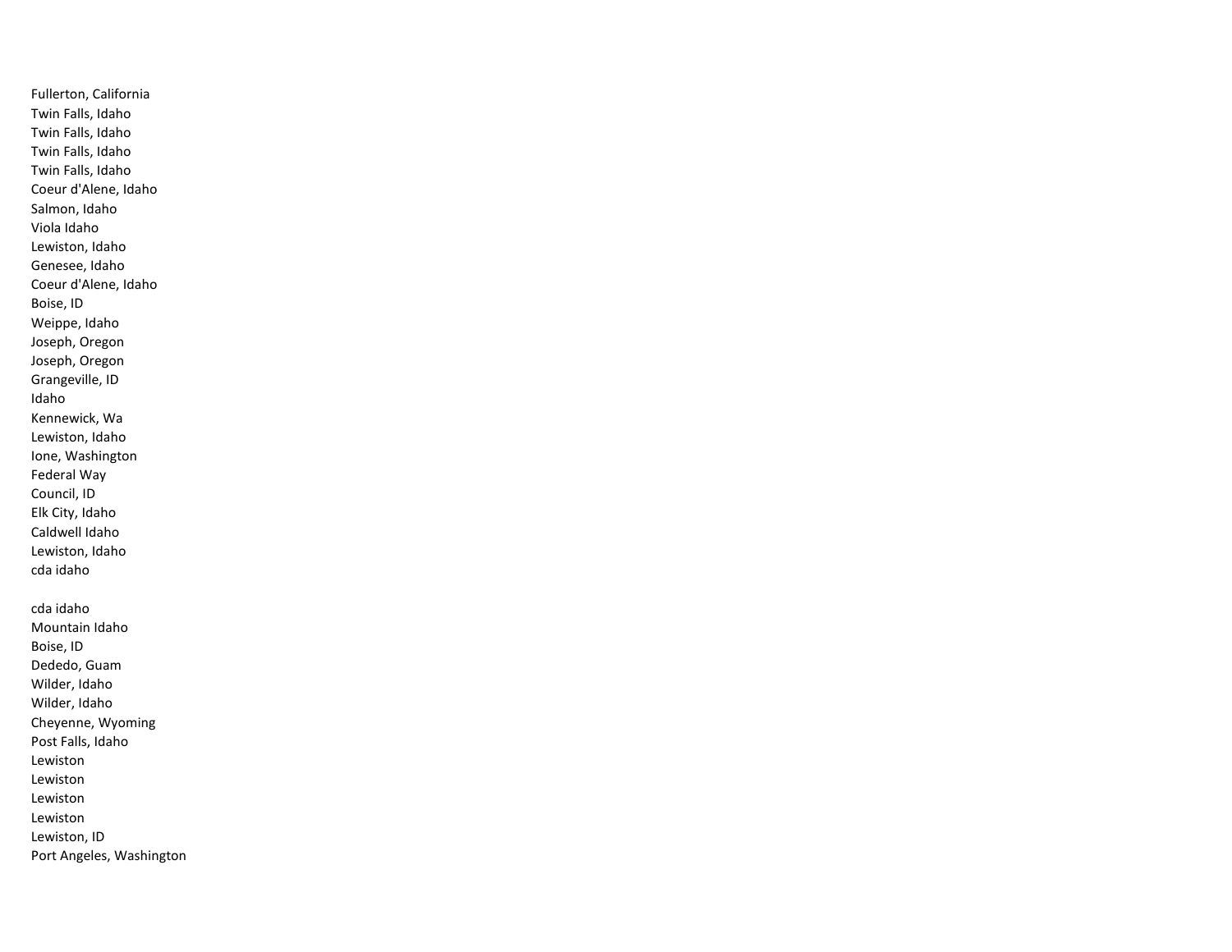Fullerton, California
Twin Falls, Idaho
Twin Falls, Idaho
Twin Falls, Idaho
Twin Falls, Idaho
Coeur d'Alene, Idaho
Salmon, Idaho
Viola Idaho
Lewiston, Idaho
Genesee, Idaho
Coeur d'Alene, Idaho
Boise, ID
Weippe, Idaho
Joseph, Oregon
Joseph, Oregon
Grangeville, ID
Idaho
Kennewick, Wa
Lewiston, Idaho
Ione, Washington
Federal Way
Council, ID
Elk City, Idaho
Caldwell Idaho
Lewiston, Idaho
cda idaho

cda idaho
Mountain Idaho
Boise, ID
Dededo, Guam
Wilder, Idaho
Wilder, Idaho
Cheyenne, Wyoming
Post Falls, Idaho
Lewiston
Lewiston
Lewiston
Lewiston
Lewiston, ID
Port Angeles, Washington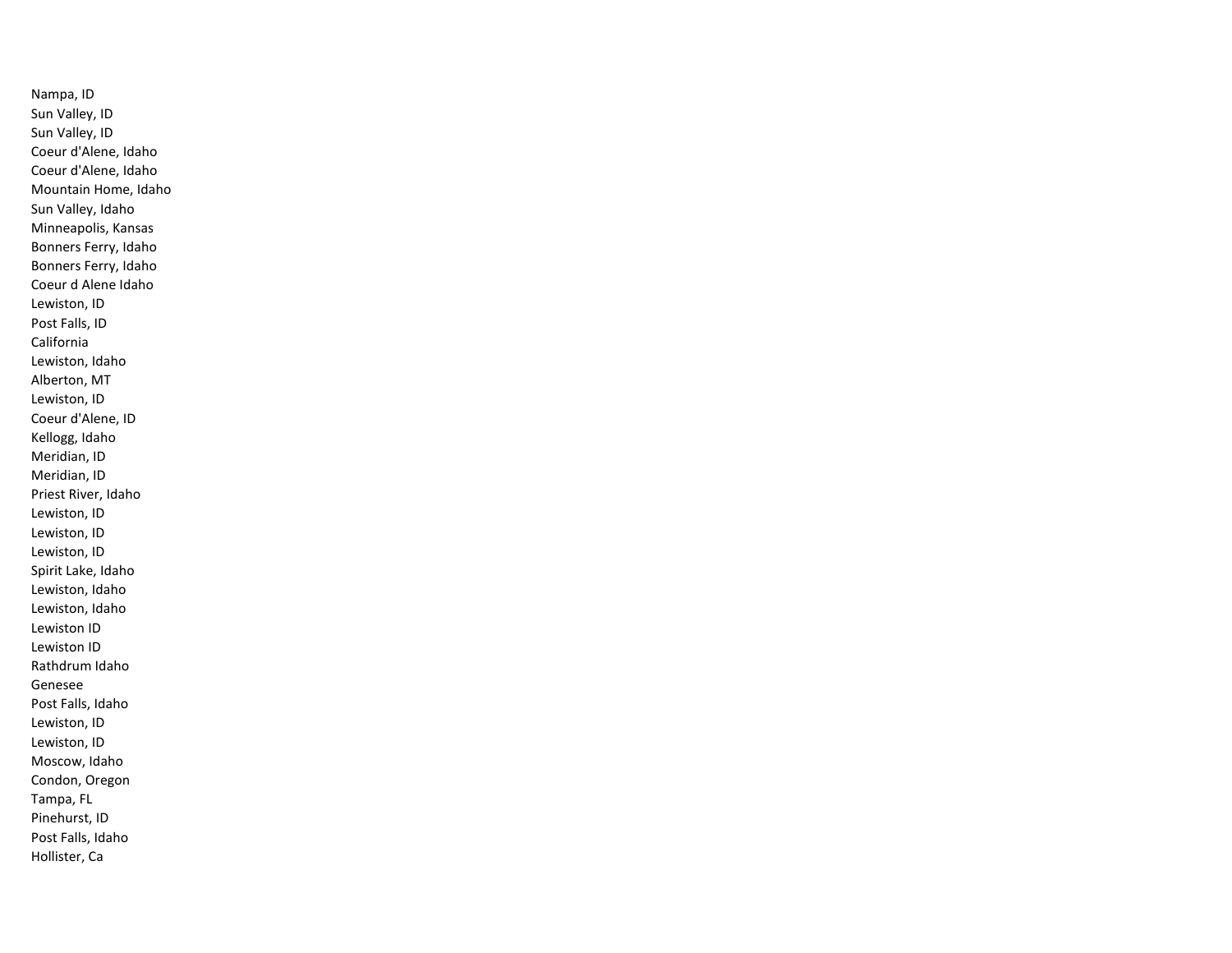Nampa, ID
Sun Valley, ID
Sun Valley, ID
Coeur d'Alene, Idaho
Coeur d'Alene, Idaho
Mountain Home, Idaho
Sun Valley, Idaho
Minneapolis, Kansas
Bonners Ferry, Idaho
Bonners Ferry, Idaho
Coeur d Alene Idaho
Lewiston, ID
Post Falls, ID
California
Lewiston, Idaho
Alberton, MT
Lewiston, ID
Coeur d'Alene, ID
Kellogg, Idaho
Meridian, ID
Meridian, ID
Priest River, Idaho
Lewiston, ID
Lewiston, ID
Lewiston, ID
Spirit Lake, Idaho
Lewiston, Idaho
Lewiston, Idaho
Lewiston ID
Lewiston ID
Rathdrum Idaho
Genesee
Post Falls, Idaho
Lewiston, ID
Lewiston, ID
Moscow, Idaho
Condon, Oregon
Tampa, FL
Pinehurst, ID
Post Falls, Idaho
Hollister, Ca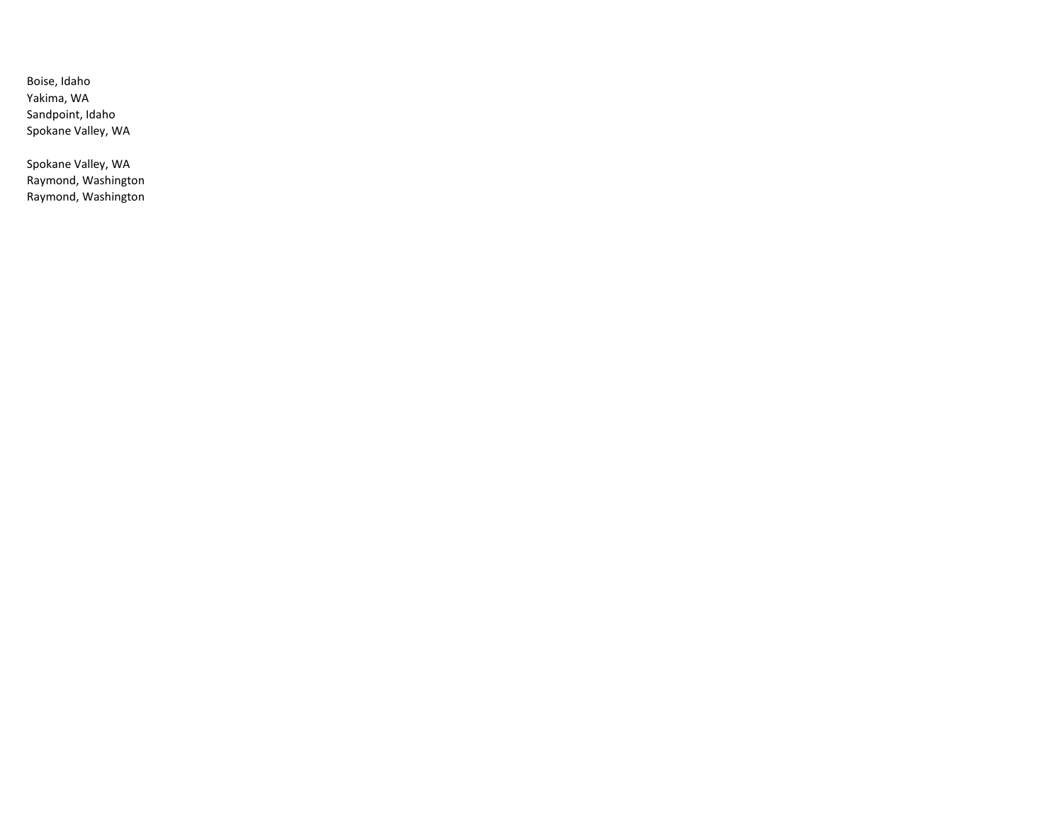Boise, Idaho
Yakima, WA
Sandpoint, Idaho
Spokane Valley, WA

Spokane Valley, WA
Raymond, Washington
Raymond, Washington